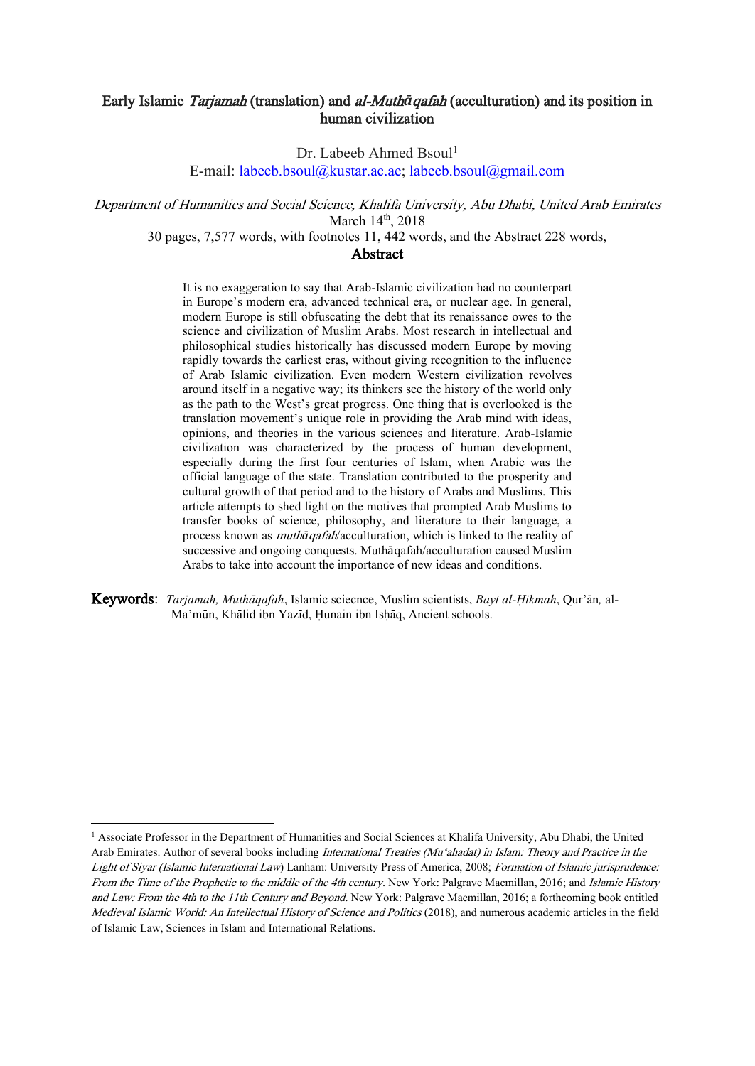# Early Islamic *Tarjamah* (translation) and *al-Muthāqafah* (acculturation) and its position in human civilization

Dr. Labeeb Ahmed Bsoul[1]
E-mail: labeeb.bsoul@kustar.ac.ae; labeeb.bsoul@gmail.com

*Department of Humanities and Social Science, Khalifa University, Abu Dhabi, United Arab Emirates*
March 14th, 2018
30 pages, 7,577 words, with footnotes 11, 442 words, and the Abstract 228 words,

## Abstract

It is no exaggeration to say that Arab-Islamic civilization had no counterpart in Europe's modern era, advanced technical era, or nuclear age. In general, modern Europe is still obfuscating the debt that its renaissance owes to the science and civilization of Muslim Arabs. Most research in intellectual and philosophical studies historically has discussed modern Europe by moving rapidly towards the earliest eras, without giving recognition to the influence of Arab Islamic civilization. Even modern Western civilization revolves around itself in a negative way; its thinkers see the history of the world only as the path to the West's great progress. One thing that is overlooked is the translation movement's unique role in providing the Arab mind with ideas, opinions, and theories in the various sciences and literature. Arab-Islamic civilization was characterized by the process of human development, especially during the first four centuries of Islam, when Arabic was the official language of the state. Translation contributed to the prosperity and cultural growth of that period and to the history of Arabs and Muslims. This article attempts to shed light on the motives that prompted Arab Muslims to transfer books of science, philosophy, and literature to their language, a process known as *muthāqafah*/acculturation, which is linked to the reality of successive and ongoing conquests. Muthāqafah/acculturation caused Muslim Arabs to take into account the importance of new ideas and conditions.

**Keywords**: *Tarjamah, Muthāqafah*, Islamic sciecnce, Muslim scientists, *Bayt al-Ḥikmah*, Qur'ān, al-Ma'mūn, Khālid ibn Yazīd, Ḥunain ibn Isḥāq, Ancient schools.

---

[1] Associate Professor in the Department of Humanities and Social Sciences at Khalifa University, Abu Dhabi, the United Arab Emirates. Author of several books including *International Treaties (Mu'ahadat) in Islam: Theory and Practice in the Light of Siyar (Islamic International Law*) Lanham: University Press of America, 2008; *Formation of Islamic jurisprudence: From the Time of the Prophetic to the middle of the 4th century*. New York: Palgrave Macmillan, 2016; and *Islamic History and Law: From the 4th to the 11th Century and Beyond*. New York: Palgrave Macmillan, 2016; a forthcoming book entitled *Medieval Islamic World: An Intellectual History of Science and Politics* (2018), and numerous academic articles in the field of Islamic Law, Sciences in Islam and International Relations.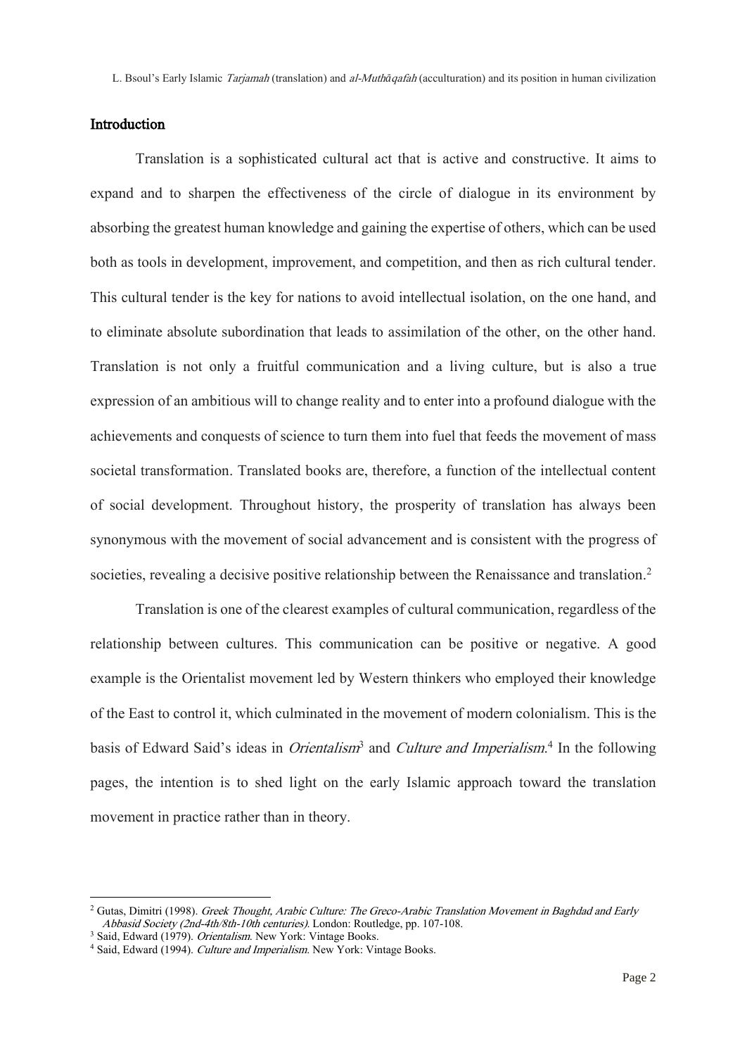## Introduction

Translation is a sophisticated cultural act that is active and constructive. It aims to expand and to sharpen the effectiveness of the circle of dialogue in its environment by absorbing the greatest human knowledge and gaining the expertise of others, which can be used both as tools in development, improvement, and competition, and then as rich cultural tender. This cultural tender is the key for nations to avoid intellectual isolation, on the one hand, and to eliminate absolute subordination that leads to assimilation of the other, on the other hand. Translation is not only a fruitful communication and a living culture, but is also a true expression of an ambitious will to change reality and to enter into a profound dialogue with the achievements and conquests of science to turn them into fuel that feeds the movement of mass societal transformation. Translated books are, therefore, a function of the intellectual content of social development. Throughout history, the prosperity of translation has always been synonymous with the movement of social advancement and is consistent with the progress of societies, revealing a decisive positive relationship between the Renaissance and translation.[2]

Translation is one of the clearest examples of cultural communication, regardless of the relationship between cultures. This communication can be positive or negative. A good example is the Orientalist movement led by Western thinkers who employed their knowledge of the East to control it, which culminated in the movement of modern colonialism. This is the basis of Edward Said's ideas in *Orientalism*[3] and *Culture and Imperialism*.[4] In the following pages, the intention is to shed light on the early Islamic approach toward the translation movement in practice rather than in theory.

---

[2] Gutas, Dimitri (1998). *Greek Thought, Arabic Culture: The Greco-Arabic Translation Movement in Baghdad and Early Abbasid Society (2nd-4th/8th-10th centuries)*. London: Routledge, pp. 107-108.

[3] Said, Edward (1979). *Orientalism*. New York: Vintage Books.

[4] Said, Edward (1994). *Culture and Imperialism*. New York: Vintage Books.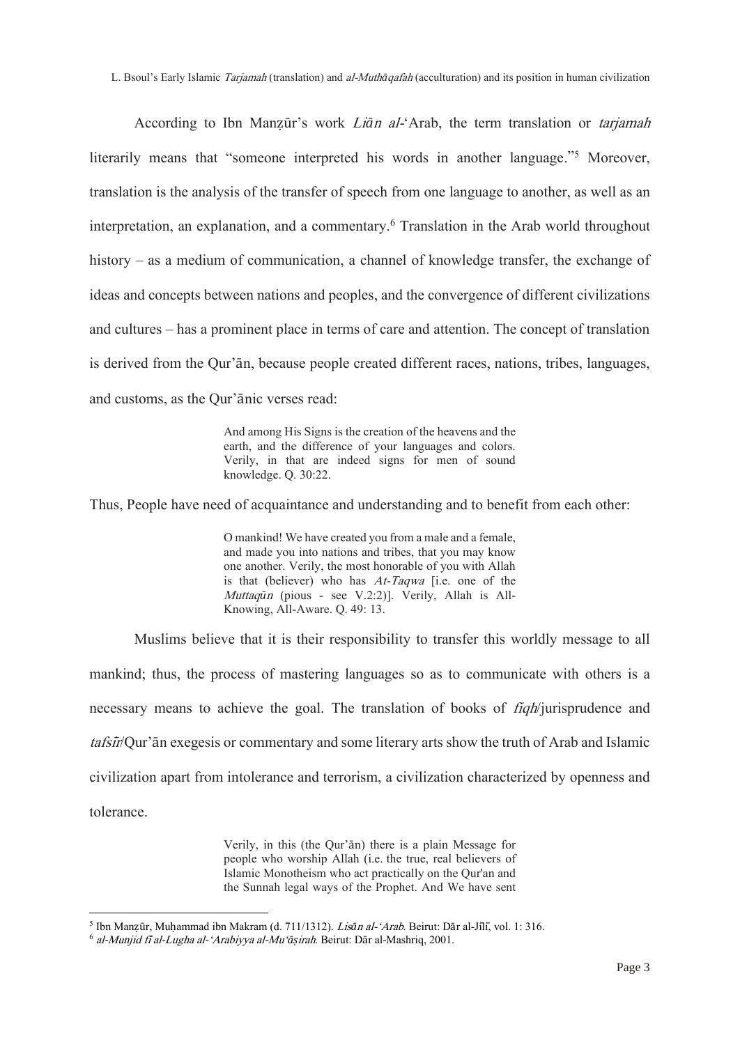According to Ibn Manẓūr's work *Liān al-*'Arab, the term translation or *tarjamah* literarily means that "someone interpreted his words in another language."[5] Moreover, translation is the analysis of the transfer of speech from one language to another, as well as an interpretation, an explanation, and a commentary.[6] Translation in the Arab world throughout history – as a medium of communication, a channel of knowledge transfer, the exchange of ideas and concepts between nations and peoples, and the convergence of different civilizations and cultures – has a prominent place in terms of care and attention. The concept of translation is derived from the Qur'ān, because people created different races, nations, tribes, languages, and customs, as the Qur'ānic verses read:

> And among His Signs is the creation of the heavens and the earth, and the difference of your languages and colors. Verily, in that are indeed signs for men of sound knowledge. Q. 30:22.

Thus, People have need of acquaintance and understanding and to benefit from each other:

> O mankind! We have created you from a male and a female, and made you into nations and tribes, that you may know one another. Verily, the most honorable of you with Allah is that (believer) who has *At-Taqwa* [i.e. one of the *Muttaqūn* (pious - see V.2:2)]. Verily, Allah is All-Knowing, All-Aware. Q. 49: 13.

Muslims believe that it is their responsibility to transfer this worldly message to all mankind; thus, the process of mastering languages so as to communicate with others is a necessary means to achieve the goal. The translation of books of *fiqh*/jurisprudence and *tafsīr*/Qur'ān exegesis or commentary and some literary arts show the truth of Arab and Islamic civilization apart from intolerance and terrorism, a civilization characterized by openness and tolerance.

> Verily, in this (the Qur'ān) there is a plain Message for people who worship Allah (i.e. the true, real believers of Islamic Monotheism who act practically on the Qur'an and the Sunnah legal ways of the Prophet. And We have sent

---

[5] Ibn Manẓūr, Muḥammad ibn Makram (d. 711/1312). *Lisān al-'Arab*. Beirut: Dār al-Jīlī, vol. 1: 316.

[6] *al-Munjid fī al-Lugha al-'Arabiyya al-Mu'āṣirah*. Beirut: Dār al-Mashriq, 2001.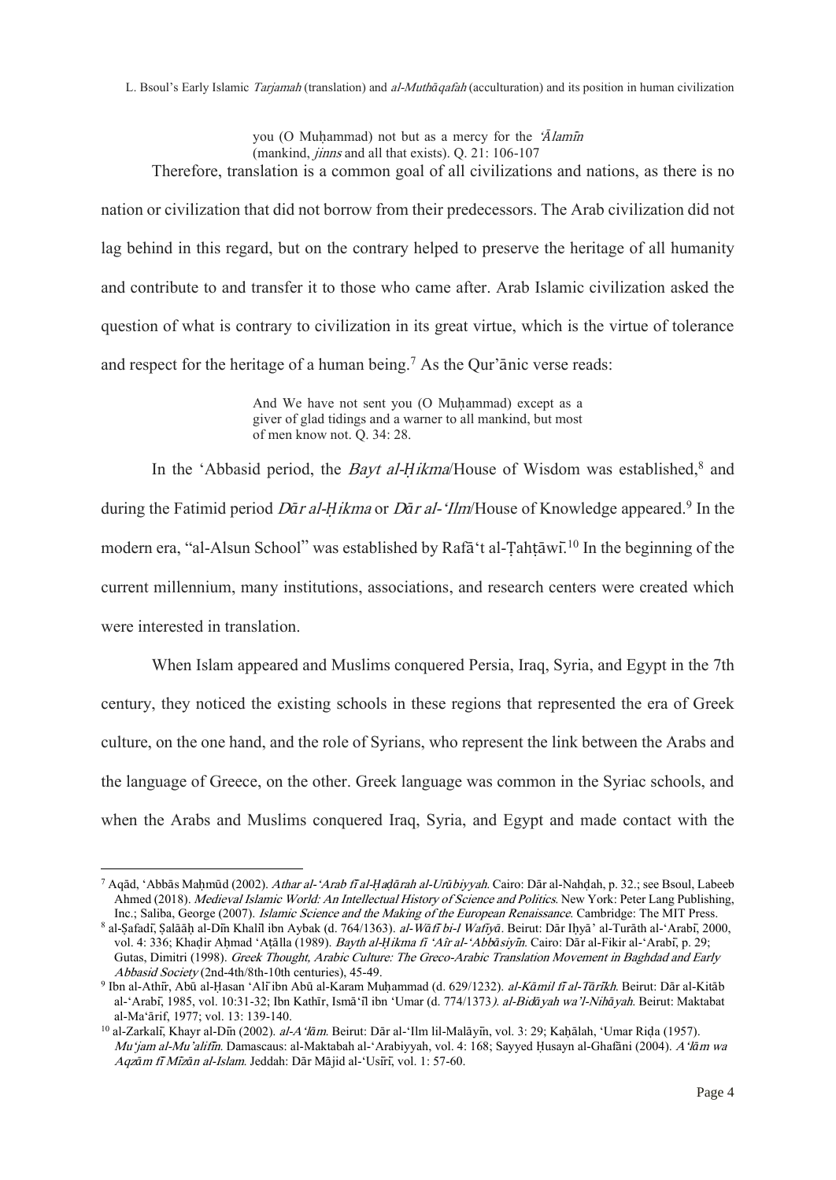> you (O Muḥammad) not but as a mercy for the *ʿĀlamīn* (mankind, *jinns* and all that exists). Q. 21: 106-107

Therefore, translation is a common goal of all civilizations and nations, as there is no nation or civilization that did not borrow from their predecessors. The Arab civilization did not lag behind in this regard, but on the contrary helped to preserve the heritage of all humanity and contribute to and transfer it to those who came after. Arab Islamic civilization asked the question of what is contrary to civilization in its great virtue, which is the virtue of tolerance and respect for the heritage of a human being.[7] As the Qur'ānic verse reads:

> And We have not sent you (O Muḥammad) except as a giver of glad tidings and a warner to all mankind, but most of men know not. Q. 34: 28.

In the ʿAbbasid period, the *Bayt al-Ḥikma*/House of Wisdom was established,[8] and during the Fatimid period *Dār al-Ḥikma* or *Dār al-ʿIlm*/House of Knowledge appeared.[9] In the modern era, "al-Alsun School" was established by Rafāʿt al-Ṭahṭāwī.[10] In the beginning of the current millennium, many institutions, associations, and research centers were created which were interested in translation.

When Islam appeared and Muslims conquered Persia, Iraq, Syria, and Egypt in the 7th century, they noticed the existing schools in these regions that represented the era of Greek culture, on the one hand, and the role of Syrians, who represent the link between the Arabs and the language of Greece, on the other. Greek language was common in the Syriac schools, and when the Arabs and Muslims conquered Iraq, Syria, and Egypt and made contact with the

---

[7] Aqād, ʿAbbās Maḥmūd (2002). *Athar al-ʿArab fī al-Ḥaḍārah al-Urūbiyyah*. Cairo: Dār al-Nahḍah, p. 32.; see Bsoul, Labeeb Ahmed (2018). *Medieval Islamic World: An Intellectual History of Science and Politics*. New York: Peter Lang Publishing, Inc.; Saliba, George (2007). *Islamic Science and the Making of the European Renaissance*. Cambridge: The MIT Press.

[8] al-Ṣafadī, Ṣalāāḥ al-Dīn Khalīl ibn Aybak (d. 764/1363). *al-Wāfī bi-l Wafiyā*. Beirut: Dār Iḥyā' al-Turāth al-ʿArabī, 2000, vol. 4: 336; Khaḍir Aḥmad ʿAṭālla (1989). *Bayth al-Ḥikma fī ʿAîr al-ʿAbbāsiyīn*. Cairo: Dār al-Fikir al-ʿArabī, p. 29; Gutas, Dimitri (1998). *Greek Thought, Arabic Culture: The Greco-Arabic Translation Movement in Baghdad and Early Abbasid Society* (2nd-4th/8th-10th centuries), 45-49.

[9] Ibn al-Athīr, Abū al-Ḥasan ʿAlī ibn Abū al-Karam Muḥammad (d. 629/1232). *al-Kāmil fī al-Tārīkh*. Beirut: Dār al-Kitāb al-ʿArabī, 1985, vol. 10:31-32; Ibn Kathīr, Ismāʿīl ibn ʿUmar (d. 774/1373*). al-Bidāyah wa'l-Nihāyah*. Beirut: Maktabat al-Maʿārif, 1977; vol. 13: 139-140.

[10] al-Zarkalī, Khayr al-Dīn (2002). *al-Aʿlām*. Beirut: Dār al-ʿIlm lil-Malāyīn, vol. 3: 29; Kaḥālah, ʿUmar Riḍa (1957). *Muʿjam al-Muʾalifīn*. Damascaus: al-Maktabah al-ʿArabiyyah, vol. 4: 168; Sayyed Ḥusayn al-Ghafāni (2004). *Aʿlām wa Aqzām fī Mīzān al-Islam*. Jeddah: Dār Mājid al-ʿUsīrī, vol. 1: 57-60.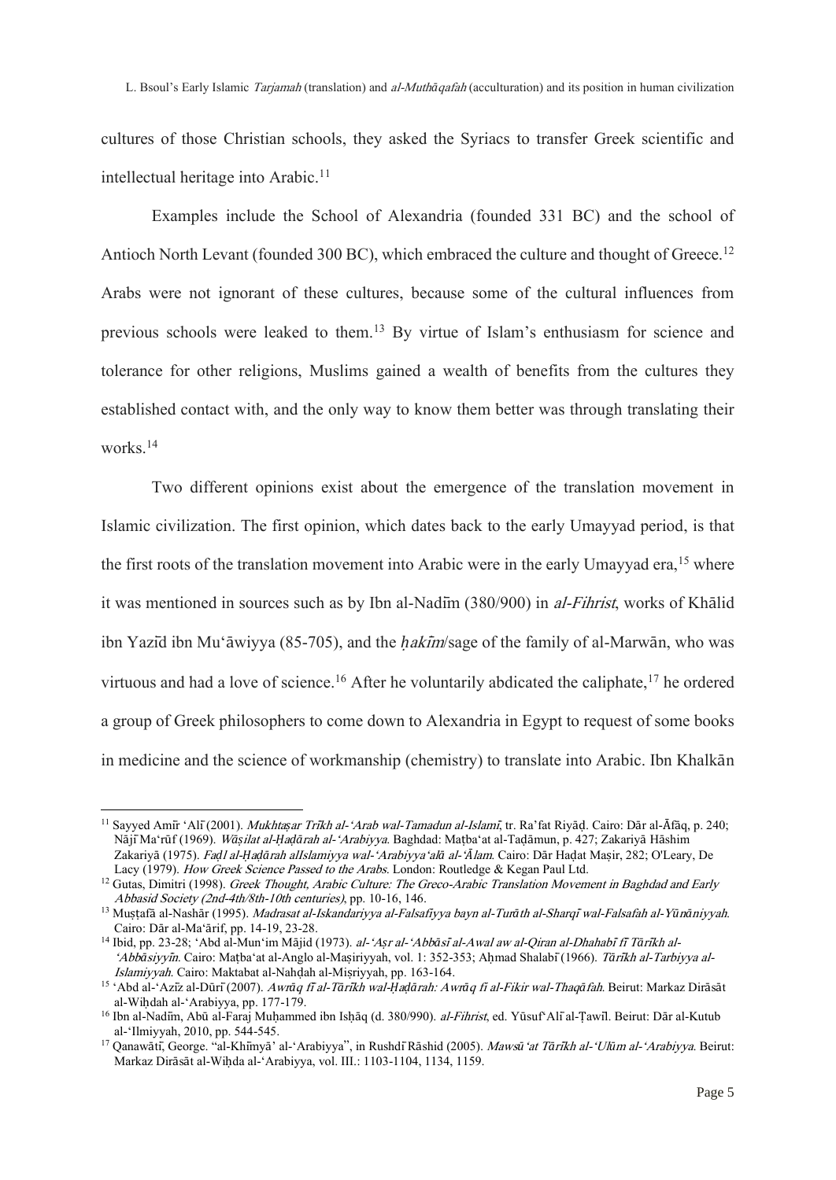cultures of those Christian schools, they asked the Syriacs to transfer Greek scientific and intellectual heritage into Arabic.[11]

Examples include the School of Alexandria (founded 331 BC) and the school of Antioch North Levant (founded 300 BC), which embraced the culture and thought of Greece.[12] Arabs were not ignorant of these cultures, because some of the cultural influences from previous schools were leaked to them.[13] By virtue of Islam's enthusiasm for science and tolerance for other religions, Muslims gained a wealth of benefits from the cultures they established contact with, and the only way to know them better was through translating their works.[14]

Two different opinions exist about the emergence of the translation movement in Islamic civilization. The first opinion, which dates back to the early Umayyad period, is that the first roots of the translation movement into Arabic were in the early Umayyad era,[15] where it was mentioned in sources such as by Ibn al-Nadīm (380/900) in *al-Fihrist*, works of Khālid ibn Yazīd ibn Mu'āwiyya (85-705), and the *ḥakīm*/sage of the family of al-Marwān, who was virtuous and had a love of science.[16] After he voluntarily abdicated the caliphate,[17] he ordered a group of Greek philosophers to come down to Alexandria in Egypt to request of some books in medicine and the science of workmanship (chemistry) to translate into Arabic. Ibn Khalkān

---

[11] Sayyed Amīr 'Alī (2001). *Mukhtaṣar Trīkh al-'Arab wal-Tamadun al-Islamī*, tr. Ra'fat Riyāḍ. Cairo: Dār al-Āfāq, p. 240; Nājī Ma'rūf (1969). *Wāṣilat al-Ḥaḍārah al-'Arabiyya*. Baghdad: Maṭba'at al-Taḍāmun, p. 427; Zakariyā Hāshim Zakariyā (1975). *Faḍl al-Ḥaḍārah alIslamiyya wal-'Arabiyya'alā al-'Ālam*. Cairo: Dār Haḍat Maṣir, 282; O'Leary, De Lacy (1979). *How Greek Science Passed to the Arabs*. London: Routledge & Kegan Paul Ltd.

[12] Gutas, Dimitri (1998). *Greek Thought, Arabic Culture: The Greco-Arabic Translation Movement in Baghdad and Early Abbasid Society (2nd-4th/8th-10th centuries)*, pp. 10-16, 146.

[13] Muṣṭafā al-Nashār (1995). *Madrasat al-Iskandariyya al-Falsafiyya bayn al-Turāth al-Sharqī wal-Falsafah al-Yūnāniyyah*. Cairo: Dār al-Ma'ārif, pp. 14-19, 23-28.

[14] Ibid, pp. 23-28; 'Abd al-Mun'im Mājid (1973). *al-'Aṣr al-'Abbāsī al-Awal aw al-Qiran al-Dhahabī fī Tārīkh al-'Abbāsiyyīn*. Cairo: Maṭba'at al-Anglo al-Maṣiriyyah, vol. 1: 352-353; Aḥmad Shalabī (1966). *Tārīkh al-Tarbiyya al-Islamiyyah*. Cairo: Maktabat al-Nahḍah al-Miṣriyyah, pp. 163-164.

[15] 'Abd al-'Azīz al-Dūrī (2007). *Awrāq fī al-Tārīkh wal-Ḥaḍārah: Awrāq fī al-Fikir wal-Thaqāfah*. Beirut: Markaz Dirāsāt al-Wiḥdah al-'Arabiyya, pp. 177-179.

[16] Ibn al-Nadīm, Abū al-Faraj Muḥammed ibn Isḥāq (d. 380/990). *al-Fihrist*, ed. Yūsuf'Alī al-Ṭawīl. Beirut: Dār al-Kutub al-'Ilmiyyah, 2010, pp. 544-545.

[17] Qanawātī, George. "al-Khīmyā' al-'Arabiyya", in Rushdī Rāshid (2005). *Mawsū'at Tārīkh al-'Ulūm al-'Arabiyya*. Beirut: Markaz Dirāsāt al-Wiḥda al-'Arabiyya, vol. III.: 1103-1104, 1134, 1159.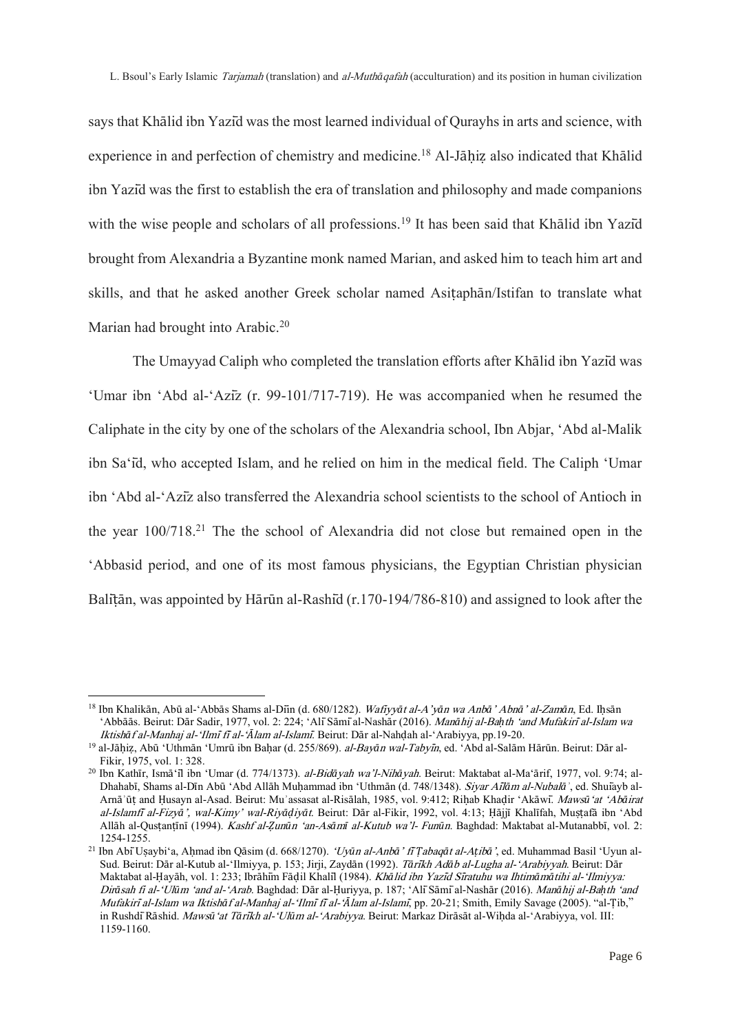says that Khālid ibn Yazīd was the most learned individual of Qurayhs in arts and science, with experience in and perfection of chemistry and medicine.[18] Al-Jāḥiẓ also indicated that Khālid ibn Yazīd was the first to establish the era of translation and philosophy and made companions with the wise people and scholars of all professions.[19] It has been said that Khālid ibn Yazīd brought from Alexandria a Byzantine monk named Marian, and asked him to teach him art and skills, and that he asked another Greek scholar named Asiṭaphān/Istifan to translate what Marian had brought into Arabic.[20]

The Umayyad Caliph who completed the translation efforts after Khālid ibn Yazīd was ʻUmar ibn ʻAbd al-ʻAzīz (r. 99-101/717-719). He was accompanied when he resumed the Caliphate in the city by one of the scholars of the Alexandria school, Ibn Abjar, ʻAbd al-Malik ibn Saʻīd, who accepted Islam, and he relied on him in the medical field. The Caliph ʻUmar ibn ʻAbd al-ʻAzīz also transferred the Alexandria school scientists to the school of Antioch in the year 100/718.[21] The the school of Alexandria did not close but remained open in the ʻAbbasid period, and one of its most famous physicians, the Egyptian Christian physician Balīṭān, was appointed by Hārūn al-Rashīd (r.170-194/786-810) and assigned to look after the

---

[18] Ibn Khalikān, Abū al-ʻAbbās Shams al-Dīn (d. 680/1282). *Wafīyyāt al-Aʼyān wa Anbāʼ Abnāʼ al-Zamān*, Ed. Iḥsān ʻAbbāās. Beirut: Dār Sadir, 1977, vol. 2: 224; ʻAlī Sāmī al-Nashār (2016). *Manāhij al-Baḥth ʻand Mufakirī al-Islam wa Iktishāf al-Manhaj al-ʻIlmī fī al-ʻĀlam al-Islamī.* Beirut: Dār al-Nahḍah al-ʻArabiyya, pp.19-20.

[19] al-Jāḥiẓ, Abū ʻUthmān ʻUmrū ibn Baḥar (d. 255/869). *al-Bayān wal-Tabyīn*, ed. ʻAbd al-Salām Hārūn. Beirut: Dār al-Fikir, 1975, vol. 1: 328.

[20] Ibn Kathīr, Ismāʻīl ibn ʻUmar (d. 774/1373). *al-Bidāyah wa'l-Nihāyah.* Beirut: Maktabat al-Maʻārif, 1977, vol. 9:74; al-Dhahabī, Shams al-Dīn Abū ʻAbd Allāh Muḥammad ibn ʻUthmān (d. 748/1348). *Siyar Aʻlām al-Nubalāʾ*, ed. Shuʻayb al-Arnāʾūṭ and Ḥusayn al-Asad. Beirut: Muʾassasat al-Risālah, 1985, vol. 9:412; Riḥab Khaḍir ʻAkāwī. *Mawsūʻat ʻAbāirat al-Islamfī al-Fizyāʼ, wal-Kimyʼ wal-Riyāḍiyāt.* Beirut: Dār al-Fikir, 1992, vol. 4:13; Ḥājjī Khalīfah, Muṣṭafā ibn ʻAbd Allāh al-Qusṭanṭīnī (1994). *Kashf al-Ẓunūn ʻan-Asāmī al-Kutub wa'l- Funūn.* Baghdad: Maktabat al-Mutanabbī, vol. 2: 1254-1255.

[21] Ibn Abī Uṣaybiʻa, Aḥmad ibn Qāsim (d. 668/1270). *ʻUyūn al-Anbāʼ fī Ṭabaqāt al-Aṭibāʼ*, ed. Muhammad Basil ʻUyun al-Sud. Beirut: Dār al-Kutub al-ʻIlmiyya, p. 153; Jirji, Zaydān (1992). *Tārīkh Adāb al-Lugha al-ʻArabiyyah.* Beirut: Dār Maktabat al-Ḥayāh, vol. 1: 233; Ibrāhīm Fāḍil Khalīl (1984). *Khālid ibn Yazīd Sīratuhu wa Ihtimāmātihi al-ʻIlmiyya: Dirāsah fī al-ʻUlūm ʻand al-ʻArab.* Baghdad: Dār al-Ḥuriyya, p. 187; ʻAlī Sāmī al-Nashār (2016). *Manāhij al-Baḥth ʻand Mufakirī al-Islam wa Iktishāf al-Manhaj al-ʻIlmī fī al-ʻĀlam al-Islamī*, pp. 20-21; Smith, Emily Savage (2005). "al-Ṭib," in Rushdī Rāshid. *Mawsūʻat Tārīkh al-ʻUlūm al-ʻArabiyya.* Beirut: Markaz Dirāsāt al-Wiḥda al-ʻArabiyya, vol. III: 1159-1160.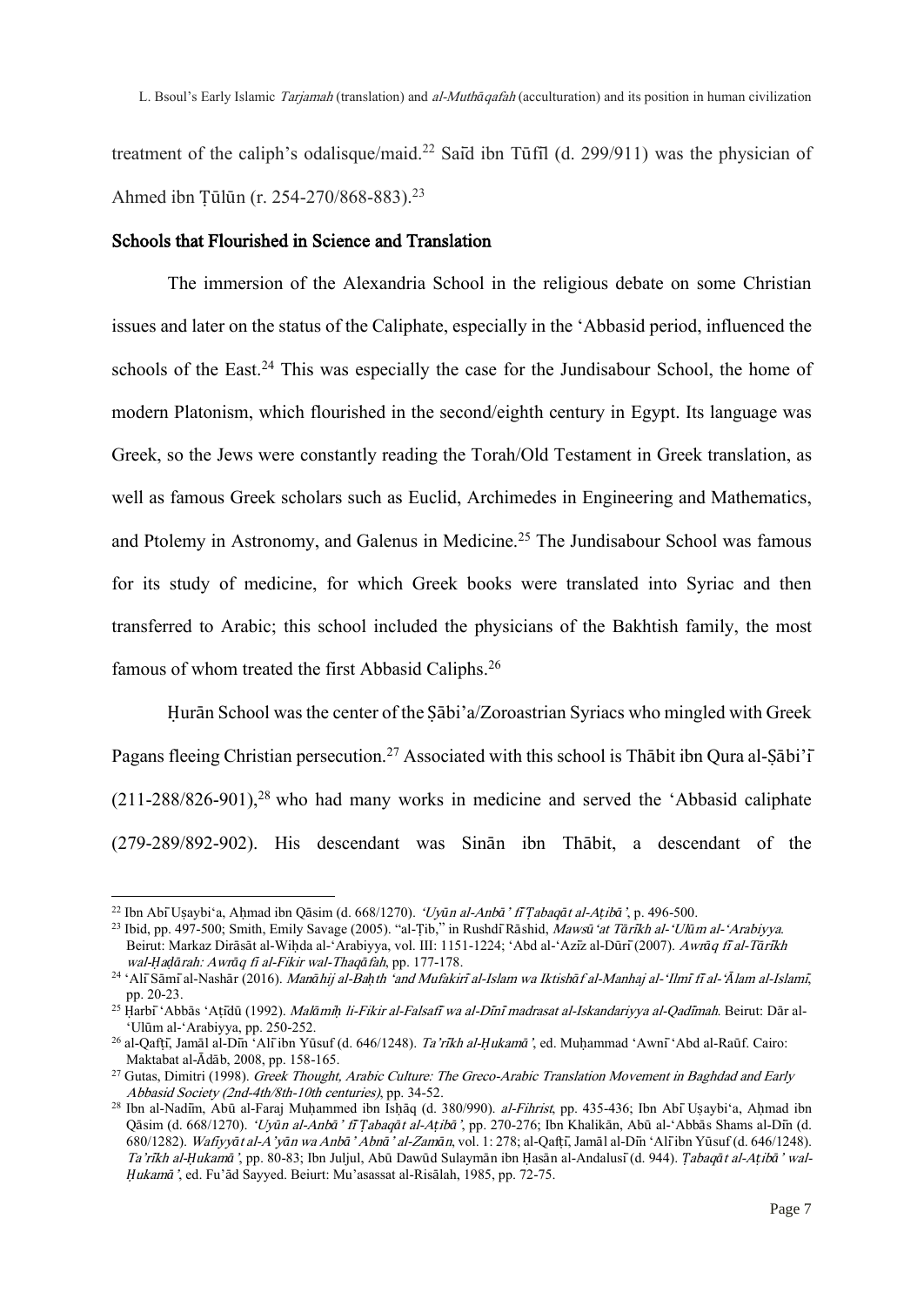treatment of the caliph's odalisque/maid.[22] Saīd ibn Tūfīl (d. 299/911) was the physician of Ahmed ibn Ṭūlūn (r. 254-270/868-883).[23]

## Schools that Flourished in Science and Translation

The immersion of the Alexandria School in the religious debate on some Christian issues and later on the status of the Caliphate, especially in the 'Abbasid period, influenced the schools of the East.[24] This was especially the case for the Jundisabour School, the home of modern Platonism, which flourished in the second/eighth century in Egypt. Its language was Greek, so the Jews were constantly reading the Torah/Old Testament in Greek translation, as well as famous Greek scholars such as Euclid, Archimedes in Engineering and Mathematics, and Ptolemy in Astronomy, and Galenus in Medicine.[25] The Jundisabour School was famous for its study of medicine, for which Greek books were translated into Syriac and then transferred to Arabic; this school included the physicians of the Bakhtish family, the most famous of whom treated the first Abbasid Caliphs.[26]

Ḥurān School was the center of the Ṣābi'a/Zoroastrian Syriacs who mingled with Greek Pagans fleeing Christian persecution.[27] Associated with this school is Thābit ibn Qura al-Ṣābi'ī (211-288/826-901),[28] who had many works in medicine and served the 'Abbasid caliphate (279-289/892-902). His descendant was Sinān ibn Thābit, a descendant of the

---

[22] Ibn Abī Uṣaybi'a, Aḥmad ibn Qāsim (d. 668/1270). *'Uyūn al-Anbā' fī Ṭabaqāt al-Aṭibā'*, p. 496-500.

[23] Ibid, pp. 497-500; Smith, Emily Savage (2005). "al-Ṭib," in Rushdī Rāshid, *Mawsū'at Tārīkh al-'Ulūm al-'Arabiyya*. Beirut: Markaz Dirāsāt al-Wiḥda al-'Arabiyya, vol. III: 1151-1224; 'Abd al-'Azīz al-Dūrī (2007). *Awrāq fī al-Tārīkh wal-Ḥaḍārah: Awrāq fī al-Fikir wal-Thaqāfah*, pp. 177-178.

[24] 'Alī Sāmī al-Nashār (2016). *Manāhij al-Baḥth 'and Mufakirī al-Islam wa Iktishāf al-Manhaj al-'Ilmī fī al-'Ālam al-Islamī*, pp. 20-23.

[25] Ḥarbī 'Abbās 'Aṭīdū (1992). *Malāmiḥ li-Fikir al-Falsafī wa al-Dīnī madrasat al-Iskandariyya al-Qadīmah*. Beirut: Dār al-'Ulūm al-'Arabiyya, pp. 250-252.

[26] al-Qafṭī, Jamāl al-Dīn 'Alī ibn Yūsuf (d. 646/1248). *Ta'rīkh al-Ḥukamā'*, ed. Muḥammad 'Awnī 'Abd al-Raūf. Cairo: Maktabat al-Ādāb, 2008, pp. 158-165.

[27] Gutas, Dimitri (1998). *Greek Thought, Arabic Culture: The Greco-Arabic Translation Movement in Baghdad and Early Abbasid Society (2nd-4th/8th-10th centuries)*, pp. 34-52.

[28] Ibn al-Nadīm, Abū al-Faraj Muḥammed ibn Isḥāq (d. 380/990). *al-Fihrist*, pp. 435-436; Ibn Abī Uṣaybi'a, Aḥmad ibn Qāsim (d. 668/1270). *'Uyūn al-Anbā' fī Ṭabaqāt al-Aṭibā'*, pp. 270-276; Ibn Khalikān, Abū al-'Abbās Shams al-Dīn (d. 680/1282). *Wafiyyāt al-A'yān wa Anbā' Abnā' al-Zamān*, vol. 1: 278; al-Qafṭī, Jamāl al-Dīn 'Alī ibn Yūsuf (d. 646/1248). *Ta'rīkh al-Ḥukamā'*, pp. 80-83; Ibn Juljul, Abū Dawūd Sulaymān ibn Ḥasān al-Andalusī (d. 944). *Ṭabaqāt al-Aṭibā' wal-Ḥukamā'*, ed. Fu'ād Sayyed. Beiurt: Mu'asassat al-Risālah, 1985, pp. 72-75.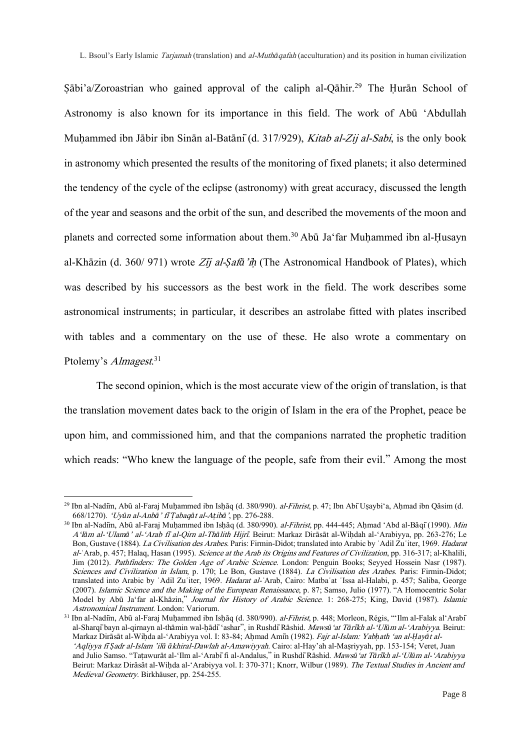Ṣābi'a/Zoroastrian who gained approval of the caliph al-Qāhir.[29] The Ḥurān School of Astronomy is also known for its importance in this field. The work of Abū 'Abdullah Muḥammed ibn Jābir ibn Sinān al-Batānī (d. 317/929), *Kitab al-Zij al-Sabi*, is the only book in astronomy which presented the results of the monitoring of fixed planets; it also determined the tendency of the cycle of the eclipse (astronomy) with great accuracy, discussed the length of the year and seasons and the orbit of the sun, and described the movements of the moon and planets and corrected some information about them.[30] Abū Ja'far Muḥammed ibn al-Ḥusayn al-Khāzin (d. 360/ 971) wrote *Zīj al-Ṣafā'iḥ* (The Astronomical Handbook of Plates), which was described by his successors as the best work in the field. The work describes some astronomical instruments; in particular, it describes an astrolabe fitted with plates inscribed with tables and a commentary on the use of these. He also wrote a commentary on Ptolemy's *Almagest*.[31]

The second opinion, which is the most accurate view of the origin of translation, is that the translation movement dates back to the origin of Islam in the era of the Prophet, peace be upon him, and commissioned him, and that the companions narrated the prophetic tradition which reads: "Who knew the language of the people, safe from their evil." Among the most

---

[29] Ibn al-Nadīm, Abū al-Faraj Muḥammed ibn Isḥāq (d. 380/990). *al-Fihrist*, p. 47; Ibn Abī Uṣaybi'a, Aḥmad ibn Qāsim (d. 668/1270). *'Uyūn al-Anbā' fī Ṭabaqāt al-Aṭibā'*, pp. 276-288.

[30] Ibn al-Nadīm, Abū al-Faraj Muḥammed ibn Isḥāq (d. 380/990). *al-Fihrist*, pp. 444-445; Aḥmad 'Abd al-Bāqī (1990). *Min A'lām al-'Ulamā' al-'Arab fī al-Qirn al-Thālith Hijrī*. Beirut: Markaz Dirāsāt al-Wiḥdah al-'Arabiyya, pp. 263-276; Le Bon, Gustave (1884). *La Civilisation des Arabes*. Paris: Firmin-Didot; translated into Arabic by ʿAdil Zuʿiter, 1969. *Hadarat al-ʿArab*, p. 457; Halaq, Hasan (1995). *Science at the Arab its Origins and Features of Civilization*, pp. 316-317; al-Khalili, Jim (2012). *Pathfinders: The Golden Age of Arabic Science*. London: Penguin Books; Seyyed Hossein Nasr (1987). *Sciences and Civilization in Islam*, p. 170; Le Bon, Gustave (1884). *La Civilisation des Arabes*. Paris: Firmin-Didot; translated into Arabic by ʿAdil Zuʿiter, 1969. *Hadarat al-ʿArab*, Cairo: Matbaʿat ʿIssa al-Halabi, p. 457; Saliba, George (2007). *Islamic Science and the Making of the European Renaissance*, p. 87; Samso, Julio (1977). "A Homocentric Solar Model by Abū Ja'far al-Khāzin," *Journal for History of Arabic Science*. 1: 268-275; King, David (1987). *Islamic Astronomical Instrument*. London: Variorum.

[31] Ibn al-Nadīm, Abū al-Faraj Muḥammed ibn Isḥāq (d. 380/990). *al-Fihrist*, p. 448; Morleon, Régis, "'Ilm al-Falak al'Arabī al-Sharqī bayn al-qirnayn al-thāmin wal-ḥādī 'ashar", in Rushdī Rāshid. *Mawsū'at Tārīkh al-'Ulūm al-'Arabiyya*. Beirut: Markaz Dirāsāt al-Wiḥda al-'Arabiyya vol. I: 83-84; Aḥmad Amīn (1982). *Fajr al-Islam: Yabḥath 'an al-Ḥayāt al-'Aqliyya fī Ṣadr al-Islam 'ilā ākhiral-Dawlah al-Amawiyyah*. Cairo: al-Hay'ah al-Maṣriyyah, pp. 153-154; Veret, Juan and Julio Samso. "Taṭawurāt al-'Ilm al-'Arabī fi al-Andalus," in Rushdī Rāshid. *Mawsū'at Tārīkh al-'Ulūm al-'Arabiyya* Beirut: Markaz Dirāsāt al-Wiḥda al-'Arabiyya vol. I: 370-371; Knorr, Wilbur (1989). *The Textual Studies in Ancient and Medieval Geometry*. Birkhäuser, pp. 254-255.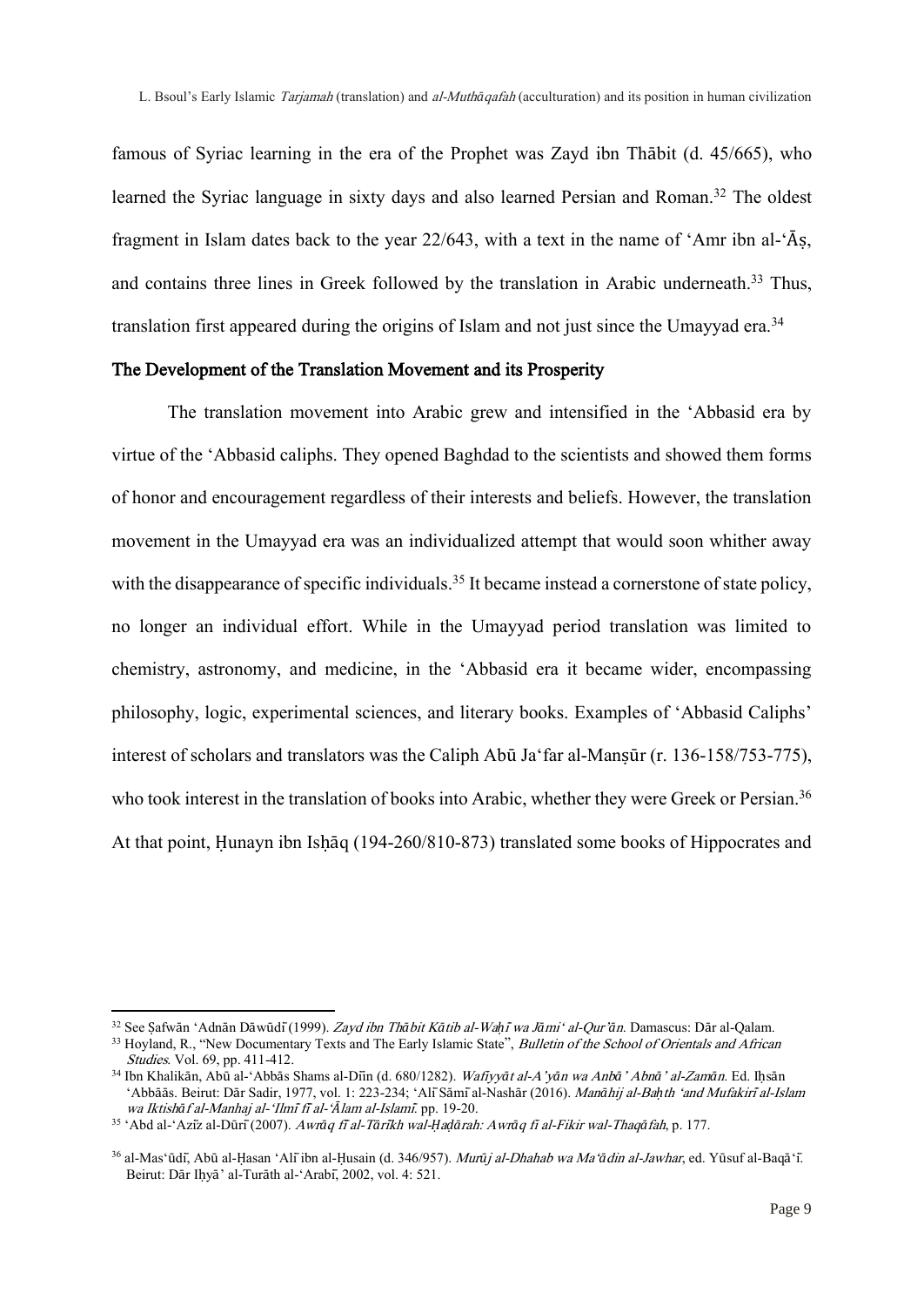famous of Syriac learning in the era of the Prophet was Zayd ibn Thābit (d. 45/665), who learned the Syriac language in sixty days and also learned Persian and Roman.[32] The oldest fragment in Islam dates back to the year 22/643, with a text in the name of ʻAmr ibn al-ʻĀṣ, and contains three lines in Greek followed by the translation in Arabic underneath.[33] Thus, translation first appeared during the origins of Islam and not just since the Umayyad era.[34]

## The Development of the Translation Movement and its Prosperity

The translation movement into Arabic grew and intensified in the ʻAbbasid era by virtue of the ʻAbbasid caliphs. They opened Baghdad to the scientists and showed them forms of honor and encouragement regardless of their interests and beliefs. However, the translation movement in the Umayyad era was an individualized attempt that would soon whither away with the disappearance of specific individuals.[35] It became instead a cornerstone of state policy, no longer an individual effort. While in the Umayyad period translation was limited to chemistry, astronomy, and medicine, in the ʻAbbasid era it became wider, encompassing philosophy, logic, experimental sciences, and literary books. Examples of ʻAbbasid Caliphs' interest of scholars and translators was the Caliph Abū Jaʻfar al-Manṣūr (r. 136-158/753-775), who took interest in the translation of books into Arabic, whether they were Greek or Persian.[36] At that point, Ḥunayn ibn Isḥāq (194-260/810-873) translated some books of Hippocrates and

---

[32] See Ṣafwān ʻAdnān Dāwūdī (1999). *Zayd ibn Thābit Kātib al-Waḥī wa Jāmiʻ al-Qur'ān*. Damascus: Dār al-Qalam.

[33] Hoyland, R., "New Documentary Texts and The Early Islamic State", *Bulletin of the School of Orientals and African Studies*. Vol. 69, pp. 411-412.

[34] Ibn Khalikān, Abū al-ʻAbbās Shams al-Dīn (d. 680/1282). *Wafīyyāt al-A'yān wa Anbā' Abnā' al-Zamān*. Ed. Iḥsān ʻAbbāās. Beirut: Dār Sadir, 1977, vol. 1: 223-234; ʻAlī Sāmī al-Nashār (2016). *Manāhij al-Baḥth ʻand Mufakirī al-Islam wa Iktishāf al-Manhaj al-ʻIlmī fī al-ʻĀlam al-Islamī*. pp. 19-20.

[35] ʻAbd al-ʻAzīz al-Dūrī (2007). *Awrāq fī al-Tārīkh wal-Ḥaḍārah: Awrāq fī al-Fikir wal-Thaqāfah*, p. 177.

[36] al-Masʻūdī, Abū al-Ḥasan ʻAlī ibn al-Ḥusain (d. 346/957). *Murūj al-Dhahab wa Maʻādin al-Jawhar*, ed. Yūsuf al-Baqāʻī. Beirut: Dār Iḥyā' al-Turāth al-ʻArabī, 2002, vol. 4: 521.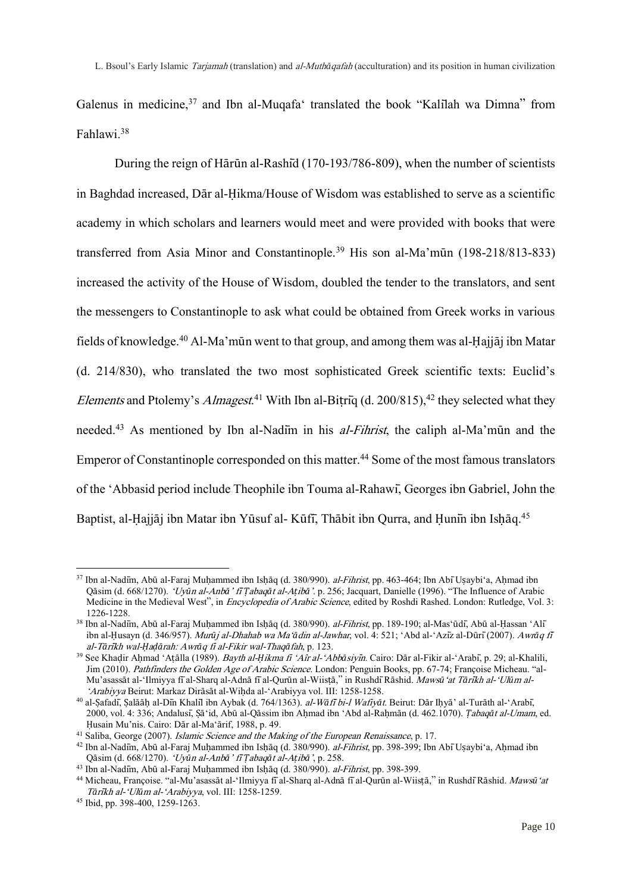Galenus in medicine,[37] and Ibn al-Muqafa' translated the book "Kalīlah wa Dimna" from Fahlawi.[38]

During the reign of Hārūn al-Rashīd (170-193/786-809), when the number of scientists in Baghdad increased, Dār al-Ḥikma/House of Wisdom was established to serve as a scientific academy in which scholars and learners would meet and were provided with books that were transferred from Asia Minor and Constantinople.[39] His son al-Ma'mūn (198-218/813-833) increased the activity of the House of Wisdom, doubled the tender to the translators, and sent the messengers to Constantinople to ask what could be obtained from Greek works in various fields of knowledge.[40] Al-Ma'mūn went to that group, and among them was al-Ḥajjāj ibn Matar (d. 214/830), who translated the two most sophisticated Greek scientific texts: Euclid's *Elements* and Ptolemy's *Almagest*.[41] With Ibn al-Biṭrīq (d. 200/815),[42] they selected what they needed.[43] As mentioned by Ibn al-Nadīm in his *al-Fihrist*, the caliph al-Ma'mūn and the Emperor of Constantinople corresponded on this matter.[44] Some of the most famous translators of the 'Abbasid period include Theophile ibn Touma al-Rahawī, Georges ibn Gabriel, John the Baptist, al-Ḥajjāj ibn Matar ibn Yūsuf al- Kūfī, Thābit ibn Qurra, and Ḥunīn ibn Isḥāq.[45]

---

[37] Ibn al-Nadīm, Abū al-Faraj Muḥammed ibn Isḥāq (d. 380/990). *al-Fihrist*, pp. 463-464; Ibn Abī Uṣaybi'a, Aḥmad ibn Qāsim (d. 668/1270). *'Uyūn al-Anbā' fī Ṭabaqāt al-Aṭibā'*. p. 256; Jacquart, Danielle (1996). "The Influence of Arabic Medicine in the Medieval West", in *Encyclopedia of Arabic Science*, edited by Roshdi Rashed. London: Rutledge, Vol. 3: 1226-1228.

[38] Ibn al-Nadīm, Abū al-Faraj Muḥammed ibn Isḥāq (d. 380/990). *al-Fihrist*, pp. 189-190; al-Mas'ūdī, Abū al-Ḥassan 'Alī ibn al-Ḥusayn (d. 346/957). *Murūj al-Dhahab wa Ma'ādin al-Jawhar*, vol. 4: 521; 'Abd al-'Azīz al-Dūrī (2007). *Awrāq fī al-Tārīkh wal-Ḥaḍārah: Awrāq fi al-Fikir wal-Thaqāfah*, p. 123.

[39] See Khaḍir Aḥmad 'Aṭālla (1989). *Bayth al-Ḥikma fī 'Aṣr al-'Abbāsiyīn*. Cairo: Dār al-Fikir al-'Arabī, p. 29; al-Khalili, Jim (2010). *Pathfinders the Golden Age of Arabic Science*. London: Penguin Books, pp. 67-74; Françoise Micheau. "al-Mu'asassāt al-'Ilmiyya fī al-Sharq al-Adnā fī al-Qurūn al-Wiisṭā," in Rushdī Rāshid. *Mawsū'at Tārīkh al-'Ulūm al-'Arabiyya* Beirut: Markaz Dirāsāt al-Wiḥda al-'Arabiyya vol. III: 1258-1258.

[40] al-Ṣafadī, Ṣalāāḥ al-Dīn Khalīl ibn Aybak (d. 764/1363). *al-Wāfī bi-l Wafiyāt*. Beirut: Dār Iḥyā' al-Turāth al-'Arabī, 2000, vol. 4: 336; Andalusī, Ṣā'id, Abū al-Qāssim ibn Aḥmad ibn 'Abd al-Raḥmān (d. 462.1070). *Ṭabaqāt al-Umam*, ed. Ḥusain Mu'nis. Cairo: Dār al-Ma'ārif, 1988, p. 49.

[41] Saliba, George (2007). *Islamic Science and the Making of the European Renaissance*, p. 17.

[42] Ibn al-Nadīm, Abū al-Faraj Muḥammed ibn Isḥāq (d. 380/990). *al-Fihrist*, pp. 398-399; Ibn Abī Uṣaybi'a, Aḥmad ibn Qāsim (d. 668/1270). *'Uyūn al-Anbā' fī Ṭabaqāt al-Aṭibā'*, p. 258.

[43] Ibn al-Nadīm, Abū al-Faraj Muḥammed ibn Isḥāq (d. 380/990). *al-Fihrist*, pp. 398-399.

[44] Micheau, Françoise. "al-Mu'asassāt al-'Ilmiyya fī al-Sharq al-Adnā fī al-Qurūn al-Wiisṭā," in Rushdī Rāshid. *Mawsū'at Tārīkh al-'Ulūm al-'Arabiyya*, vol. III: 1258-1259.

[45] Ibid, pp. 398-400, 1259-1263.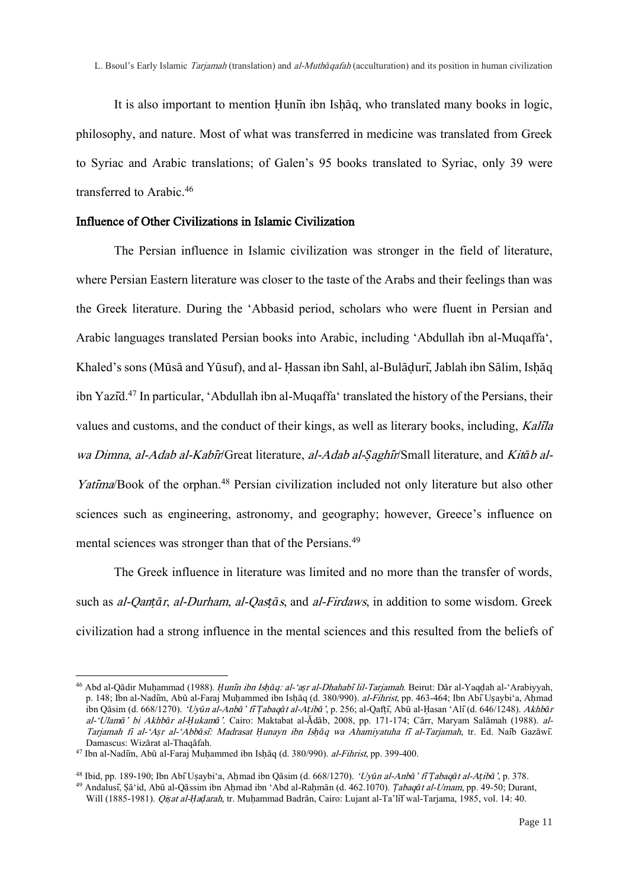It is also important to mention Ḥunīn ibn Isḥāq, who translated many books in logic, philosophy, and nature. Most of what was transferred in medicine was translated from Greek to Syriac and Arabic translations; of Galen's 95 books translated to Syriac, only 39 were transferred to Arabic.[46]

## Influence of Other Civilizations in Islamic Civilization

The Persian influence in Islamic civilization was stronger in the field of literature, where Persian Eastern literature was closer to the taste of the Arabs and their feelings than was the Greek literature. During the 'Abbasid period, scholars who were fluent in Persian and Arabic languages translated Persian books into Arabic, including 'Abdullah ibn al-Muqaffa', Khaled's sons (Mūsā and Yūsuf), and al- Ḥassan ibn Sahl, al-Bulāḍurī, Jablah ibn Sālim, Isḥāq ibn Yazīd.[47] In particular, 'Abdullah ibn al-Muqaffa' translated the history of the Persians, their values and customs, and the conduct of their kings, as well as literary books, including, *Kalīla wa Dimna*, *al-Adab al-Kabīr*/Great literature, *al-Adab al-Ṣaghīr*/Small literature, and *Kitāb al-Yatīma*/Book of the orphan.[48] Persian civilization included not only literature but also other sciences such as engineering, astronomy, and geography; however, Greece's influence on mental sciences was stronger than that of the Persians.[49]

The Greek influence in literature was limited and no more than the transfer of words, such as *al-Qanṭār*, *al-Durham*, *al-Qasṭās*, and *al-Firdaws*, in addition to some wisdom. Greek civilization had a strong influence in the mental sciences and this resulted from the beliefs of

---

[46] Abd al-Qādir Muḥammad (1988). *Ḥunīn ibn Isḥāq: al-'aṣr al-Dhahabī lil-Tarjamah.* Beirut: Dār al-Yaqḍah al-'Arabiyyah, p. 148; Ibn al-Nadīm, Abū al-Faraj Muḥammed ibn Isḥāq (d. 380/990). *al-Fihrist*, pp. 463-464; Ibn Abī Uṣaybi'a, Aḥmad ibn Qāsim (d. 668/1270). *'Uyūn al-Anbā' fī Ṭabaqāt al-Aṭibā'*, p. 256; al-Qafṭī, Abū al-Ḥasan 'Alī (d. 646/1248). *Akhbār al-'Ulamā' bi Akhbār al-Ḥukamā'.* Cairo: Maktabat al-Ādāb, 2008, pp. 171-174; Cārr, Maryam Salāmah (1988). *al-Tarjamah fī al-'Aṣr al-'Abbāsī: Madrasat Ḥunayn ibn Isḥāq wa Ahamiyatuha fī al-Tarjamah*, tr. Ed. Naīb Gazāwī. Damascus: Wizārat al-Thaqāfah.

[47] Ibn al-Nadīm, Abū al-Faraj Muḥammed ibn Isḥāq (d. 380/990). *al-Fihrist*, pp. 399-400.

[48] Ibid, pp. 189-190; Ibn Abī Uṣaybi'a, Aḥmad ibn Qāsim (d. 668/1270). *'Uyūn al-Anbā' fī Ṭabaqāt al-Aṭibā'*, p. 378.

[49] Andalusī, Ṣā'id, Abū al-Qāssim ibn Aḥmad ibn 'Abd al-Raḥmān (d. 462.1070). *Ṭabaqāt al-Umam*, pp. 49-50; Durant, Will (1885-1981). *Qiṣat al-Ḥaḍarah*, tr. Muḥammad Badrān, Cairo: Lujant al-Ta'līf wal-Tarjama, 1985, vol. 14: 40.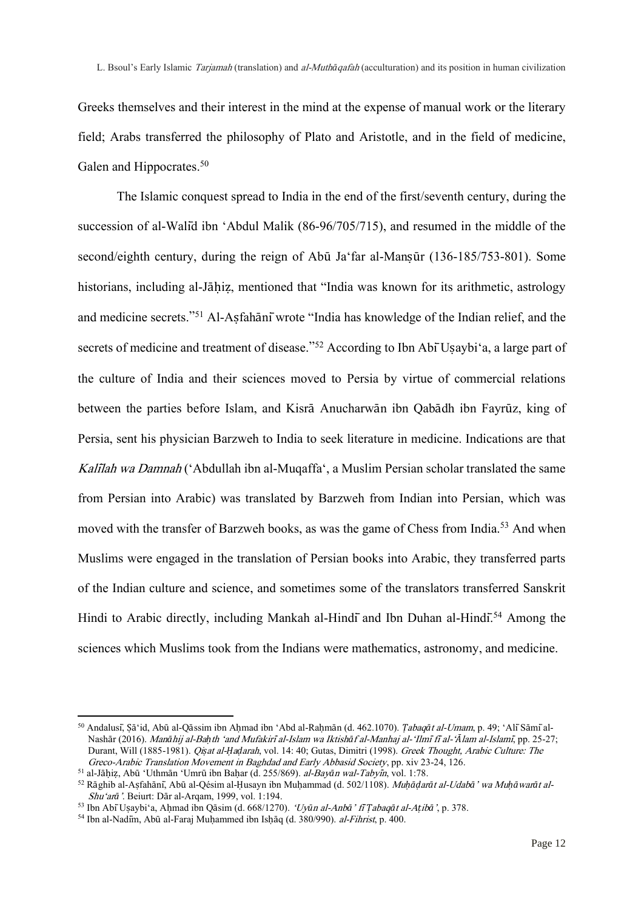Greeks themselves and their interest in the mind at the expense of manual work or the literary field; Arabs transferred the philosophy of Plato and Aristotle, and in the field of medicine, Galen and Hippocrates.[50]

The Islamic conquest spread to India in the end of the first/seventh century, during the succession of al-Walīd ibn 'Abdul Malik (86-96/705/715), and resumed in the middle of the second/eighth century, during the reign of Abū Ja'far al-Manṣūr (136-185/753-801). Some historians, including al-Jāḥiẓ, mentioned that "India was known for its arithmetic, astrology and medicine secrets."[51] Al-Aṣfahānī wrote "India has knowledge of the Indian relief, and the secrets of medicine and treatment of disease."[52] According to Ibn Abī Uṣaybi'a, a large part of the culture of India and their sciences moved to Persia by virtue of commercial relations between the parties before Islam, and Kisrā Anucharwān ibn Qabādh ibn Fayrūz, king of Persia, sent his physician Barzweh to India to seek literature in medicine. Indications are that *Kalīlah wa Damnah* ('Abdullah ibn al-Muqaffa', a Muslim Persian scholar translated the same from Persian into Arabic) was translated by Barzweh from Indian into Persian, which was moved with the transfer of Barzweh books, as was the game of Chess from India.[53] And when Muslims were engaged in the translation of Persian books into Arabic, they transferred parts of the Indian culture and science, and sometimes some of the translators transferred Sanskrit Hindi to Arabic directly, including Mankah al-Hindī and Ibn Duhan al-Hindī.[54] Among the sciences which Muslims took from the Indians were mathematics, astronomy, and medicine.

---

[50] Andalusī, Ṣā'id, Abū al-Qāssim ibn Aḥmad ibn 'Abd al-Raḥmān (d. 462.1070). *Ṭabaqāt al-Umam*, p. 49; 'Alī Sāmī al-Nashār (2016). *Manāhij al-Baḥth 'and Mufakirī al-Islam wa Iktishāf al-Manhaj al-'Ilmī fī al-'Ālam al-Islamī*, pp. 25-27; Durant, Will (1885-1981). *Qiṣat al-Ḥaḍarah*, vol. 14: 40; Gutas, Dimitri (1998). *Greek Thought, Arabic Culture: The Greco-Arabic Translation Movement in Baghdad and Early Abbasid Society*, pp. xiv 23-24, 126.

[51] al-Jāḥiẓ, Abū 'Uthmān 'Umrū ibn Baḥar (d. 255/869). *al-Bayān wal-Tabyīn*, vol. 1:78.

[52] Rāghib al-Aṣfahānī, Abū al-Qésim al-Ḥusayn ibn Muḥammad (d. 502/1108). *Muḥāḍarāt al-Udabā' wa Muḥāwarāt al-Shu'arā'*. Beiurt: Dār al-Arqam, 1999, vol. 1:194.

[53] Ibn Abī Uṣaybi'a, Aḥmad ibn Qāsim (d. 668/1270). *'Uyūn al-Anbā' fī Ṭabaqāt al-Aṭibā'*, p. 378.

[54] Ibn al-Nadīm, Abū al-Faraj Muḥammed ibn Isḥāq (d. 380/990). *al-Fihrist*, p. 400.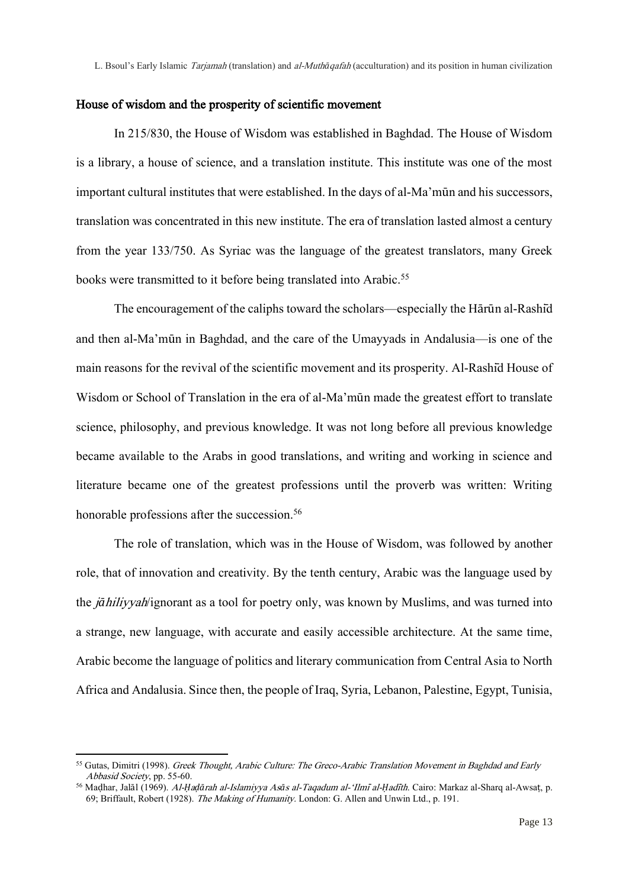## House of wisdom and the prosperity of scientific movement

In 215/830, the House of Wisdom was established in Baghdad. The House of Wisdom is a library, a house of science, and a translation institute. This institute was one of the most important cultural institutes that were established. In the days of al-Ma'mūn and his successors, translation was concentrated in this new institute. The era of translation lasted almost a century from the year 133/750. As Syriac was the language of the greatest translators, many Greek books were transmitted to it before being translated into Arabic.[55]

The encouragement of the caliphs toward the scholars—especially the Hārūn al-Rashīd and then al-Ma'mūn in Baghdad, and the care of the Umayyads in Andalusia—is one of the main reasons for the revival of the scientific movement and its prosperity. Al-Rashīd House of Wisdom or School of Translation in the era of al-Ma'mūn made the greatest effort to translate science, philosophy, and previous knowledge. It was not long before all previous knowledge became available to the Arabs in good translations, and writing and working in science and literature became one of the greatest professions until the proverb was written: Writing honorable professions after the succession.[56]

The role of translation, which was in the House of Wisdom, was followed by another role, that of innovation and creativity. By the tenth century, Arabic was the language used by the *jāhiliyyah*/ignorant as a tool for poetry only, was known by Muslims, and was turned into a strange, new language, with accurate and easily accessible architecture. At the same time, Arabic become the language of politics and literary communication from Central Asia to North Africa and Andalusia. Since then, the people of Iraq, Syria, Lebanon, Palestine, Egypt, Tunisia,

---

[55] Gutas, Dimitri (1998). *Greek Thought, Arabic Culture: The Greco-Arabic Translation Movement in Baghdad and Early Abbasid Society*, pp. 55-60.

[56] Maḍhar, Jalāl (1969). *Al-Ḥaḍārah al-Islamiyya Asās al-Taqadum al-'Ilmī al-Ḥadīth*. Cairo: Markaz al-Sharq al-Awsaṭ, p. 69; Briffault, Robert (1928). *The Making of Humanity*. London: G. Allen and Unwin Ltd., p. 191.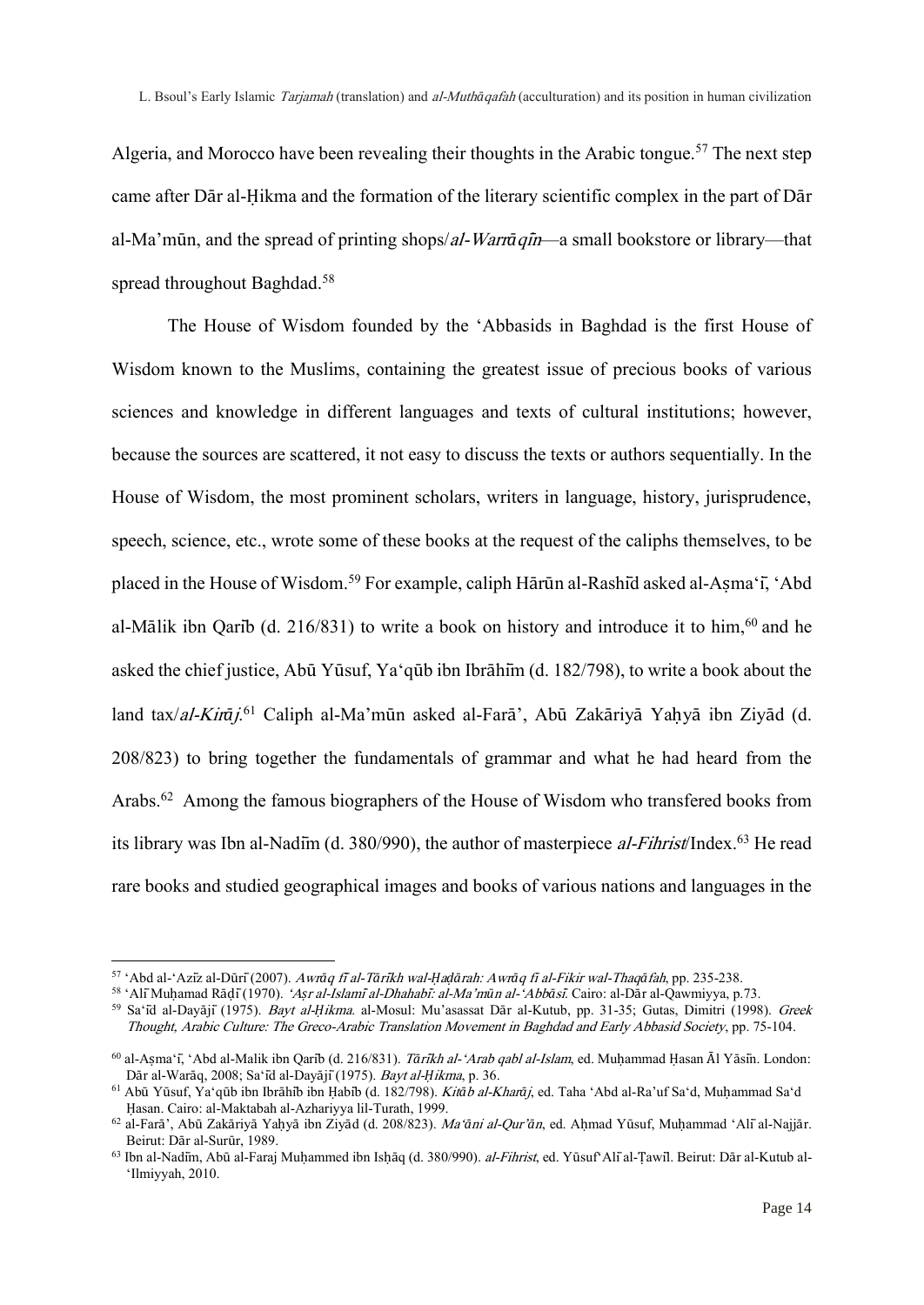Algeria, and Morocco have been revealing their thoughts in the Arabic tongue.[57] The next step came after Dār al-Ḥikma and the formation of the literary scientific complex in the part of Dār al-Ma'mūn, and the spread of printing shops/*al-Warrāqīn*—a small bookstore or library—that spread throughout Baghdad.[58]

The House of Wisdom founded by the 'Abbasids in Baghdad is the first House of Wisdom known to the Muslims, containing the greatest issue of precious books of various sciences and knowledge in different languages and texts of cultural institutions; however, because the sources are scattered, it not easy to discuss the texts or authors sequentially. In the House of Wisdom, the most prominent scholars, writers in language, history, jurisprudence, speech, science, etc., wrote some of these books at the request of the caliphs themselves, to be placed in the House of Wisdom.[59] For example, caliph Hārūn al-Rashīd asked al-Aṣma'ī, 'Abd al-Mālik ibn Qarīb (d. 216/831) to write a book on history and introduce it to him,[60] and he asked the chief justice, Abū Yūsuf, Ya'qūb ibn Ibrāhīm (d. 182/798), to write a book about the land tax/*al-Kirāj*.[61] Caliph al-Ma'mūn asked al-Farā', Abū Zakāriyā Yaḥyā ibn Ziyād (d. 208/823) to bring together the fundamentals of grammar and what he had heard from the Arabs.[62] Among the famous biographers of the House of Wisdom who transfered books from its library was Ibn al-Nadīm (d. 380/990), the author of masterpiece *al-Fihrist*/Index.[63] He read rare books and studied geographical images and books of various nations and languages in the

---

[57] 'Abd al-'Azīz al-Dūrī (2007). *Awrāq fī al-Tārīkh wal-Ḥaḍārah: Awrāq fī al-Fikir wal-Thaqāfah*, pp. 235-238.

[58] 'Alī Muḥamad Rāḍī (1970). *'Aṣr al-Islamī al-Dhahabī: al-Ma'mūn al-'Abbāsī*. Cairo: al-Dār al-Qawmiyya, p.73.

[59] Sa'īd al-Dayājī (1975). *Bayt al-Ḥikma*. al-Mosul: Mu'asassat Dār al-Kutub, pp. 31-35; Gutas, Dimitri (1998). *Greek Thought, Arabic Culture: The Greco-Arabic Translation Movement in Baghdad and Early Abbasid Society*, pp. 75-104.

[60] al-Aṣma'ī, 'Abd al-Malik ibn Qarīb (d. 216/831). *Tārīkh al-'Arab qabl al-Islam*, ed. Muḥammad Ḥasan Āl Yāsīn. London: Dār al-Warāq, 2008; Sa'īd al-Dayājī (1975). *Bayt al-Ḥikma*, p. 36.

[61] Abū Yūsuf, Ya'qūb ibn Ibrāhīb ibn Ḥabīb (d. 182/798). *Kitāb al-Kharāj*, ed. Taha 'Abd al-Ra'uf Sa'd, Muḥammad Sa'd Ḥasan. Cairo: al-Maktabah al-Azhariyya lil-Turath, 1999.

[62] al-Farā', Abū Zakāriyā Yaḥyā ibn Ziyād (d. 208/823). *Ma'āni al-Qur'ān*, ed. Aḥmad Yūsuf, Muḥammad 'Alī al-Najjār. Beirut: Dār al-Surūr, 1989.

[63] Ibn al-Nadīm, Abū al-Faraj Muḥammed ibn Isḥāq (d. 380/990). *al-Fihrist*, ed. Yūsuf'Alī al-Ṭawīl. Beirut: Dār al-Kutub al-'Ilmiyyah, 2010.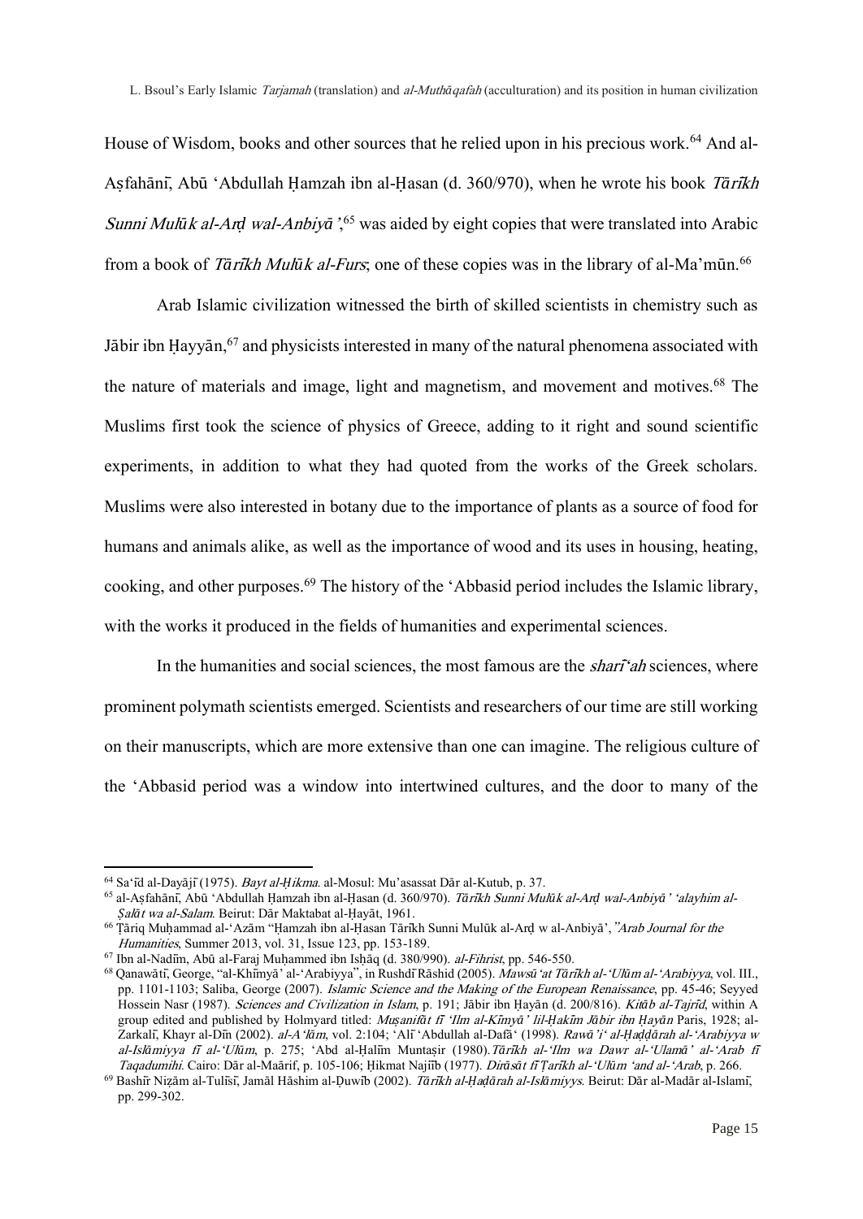House of Wisdom, books and other sources that he relied upon in his precious work.[64] And al-Aṣfahānī, Abū ʻAbdullah Ḥamzah ibn al-Ḥasan (d. 360/970), when he wrote his book *Tārīkh Sunni Mulūk al-Arḍ wal-Anbiyā'*,[65] was aided by eight copies that were translated into Arabic from a book of *Tārīkh Mulūk al-Furs*; one of these copies was in the library of al-Ma'mūn.[66]

Arab Islamic civilization witnessed the birth of skilled scientists in chemistry such as Jābir ibn Ḥayyān,[67] and physicists interested in many of the natural phenomena associated with the nature of materials and image, light and magnetism, and movement and motives.[68] The Muslims first took the science of physics of Greece, adding to it right and sound scientific experiments, in addition to what they had quoted from the works of the Greek scholars. Muslims were also interested in botany due to the importance of plants as a source of food for humans and animals alike, as well as the importance of wood and its uses in housing, heating, cooking, and other purposes.[69] The history of the ʻAbbasid period includes the Islamic library, with the works it produced in the fields of humanities and experimental sciences.

In the humanities and social sciences, the most famous are the *sharīʻah* sciences, where prominent polymath scientists emerged. Scientists and researchers of our time are still working on their manuscripts, which are more extensive than one can imagine. The religious culture of the ʻAbbasid period was a window into intertwined cultures, and the door to many of the

---

[64] Saʻīd al-Dayājī (1975). *Bayt al-Ḥikma*. al-Mosul: Mu'asassat Dār al-Kutub, p. 37.

[65] al-Aṣfahānī, Abū ʻAbdullah Ḥamzah ibn al-Ḥasan (d. 360/970). *Tārīkh Sunni Mulūk al-Arḍ wal-Anbiyā' ʻalayhim al-Ṣalāt wa al-Salam*. Beirut: Dār Maktabat al-Ḥayāt, 1961.

[66] Ṭāriq Muḥammad al-ʻAzām "Ḥamzah ibn al-Ḥasan Tārīkh Sunni Mulūk al-Arḍ w al-Anbiyā', "*Arab Journal for the Humanities*, Summer 2013, vol. 31, Issue 123, pp. 153-189.

[67] Ibn al-Nadīm, Abū al-Faraj Muḥammed ibn Isḥāq (d. 380/990). *al-Fihrist*, pp. 546-550.

[68] Qanawātī, George, "al-Khīmyā' al-ʻArabiyya", in Rushdī Rāshid (2005). *Mawsūʻat Tārīkh al-ʻUlūm al-ʻArabiyya*, vol. III., pp. 1101-1103; Saliba, George (2007). *Islamic Science and the Making of the European Renaissance*, pp. 45-46; Seyyed Hossein Nasr (1987). *Sciences and Civilization in Islam*, p. 191; Jābir ibn Ḥayān (d. 200/816). *Kitāb al-Tajrīd*, within A group edited and published by Holmyard titled: *Muṣanifāt fī ʻIlm al-Kīmyā' lil-Ḥakīm Jābir ibn Ḥayān* Paris, 1928; al-Zarkalī, Khayr al-Dīn (2002). *al-Aʻlām*, vol. 2:104; ʻAlī ʻAbdullah al-Dafāʻ (1998). *Rawā'iʻ al-Ḥaḍḍārah al-ʻArabiyya w al-Islāmiyya fī al-ʻUlūm*, p. 275; ʻAbd al-Ḥalīm Muntaṣir (1980).*Tārīkh al-ʻIlm wa Dawr al-ʻUlamā' al-ʻArab fī Taqadumihi*. Cairo: Dār al-Maārif, pp. 105-106; Ḥikmat Najīīb (1977). *Dirāsāt fī Ṭarīkh al-ʻUlūm ʻand al-ʻArab*, p. 266.

[69] Bashīr Niẓām al-Tulīsī, Jamāl Hāshim al-Ḍuwīb (2002). *Tārīkh al-Ḥaḍārah al-Islāmiyys*. Beirut: Dār al-Madār al-Islamī, pp. 299-302.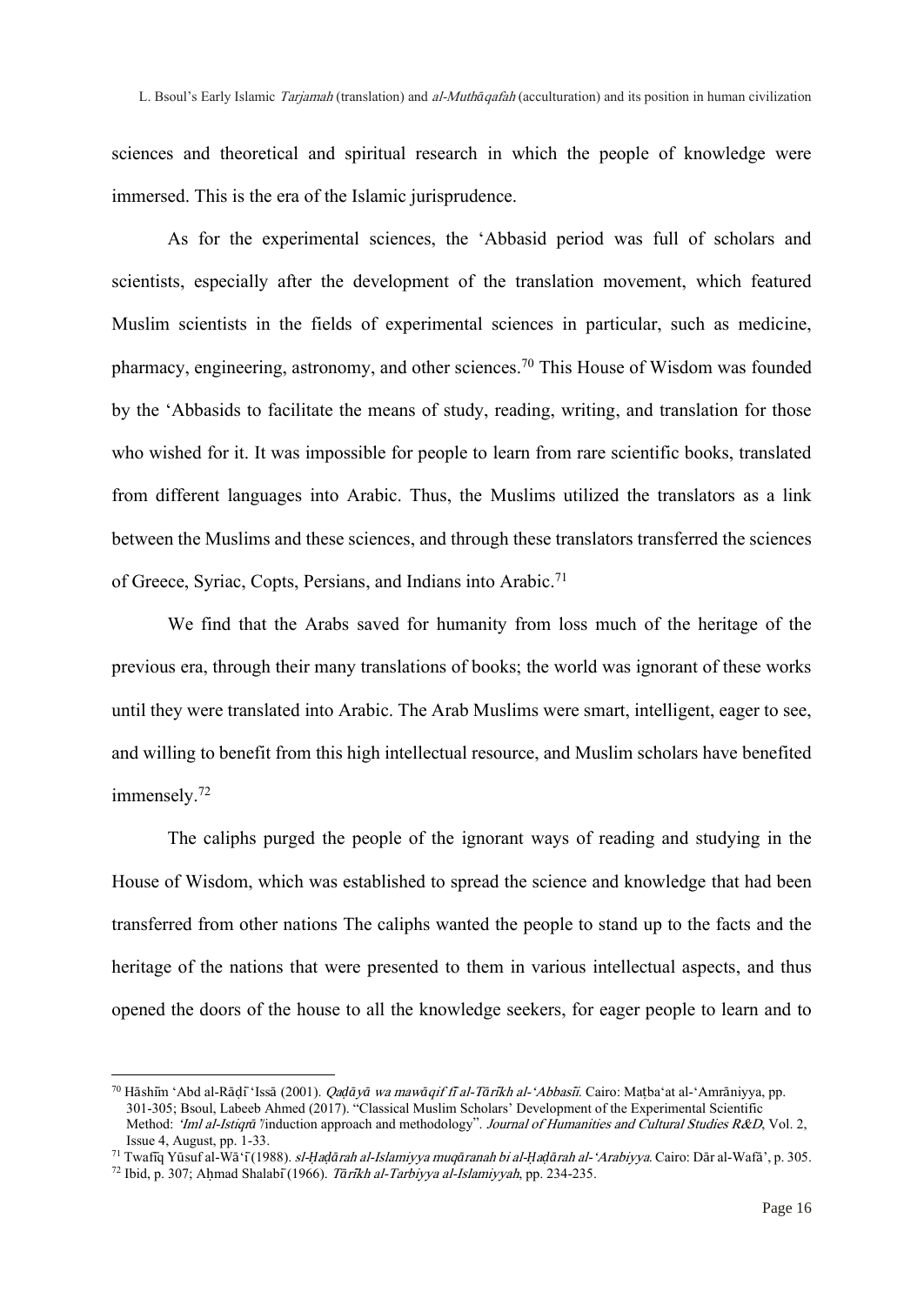sciences and theoretical and spiritual research in which the people of knowledge were immersed. This is the era of the Islamic jurisprudence.

As for the experimental sciences, the ʻAbbasid period was full of scholars and scientists, especially after the development of the translation movement, which featured Muslim scientists in the fields of experimental sciences in particular, such as medicine, pharmacy, engineering, astronomy, and other sciences.[70] This House of Wisdom was founded by the ʻAbbasids to facilitate the means of study, reading, writing, and translation for those who wished for it. It was impossible for people to learn from rare scientific books, translated from different languages into Arabic. Thus, the Muslims utilized the translators as a link between the Muslims and these sciences, and through these translators transferred the sciences of Greece, Syriac, Copts, Persians, and Indians into Arabic.[71]

We find that the Arabs saved for humanity from loss much of the heritage of the previous era, through their many translations of books; the world was ignorant of these works until they were translated into Arabic. The Arab Muslims were smart, intelligent, eager to see, and willing to benefit from this high intellectual resource, and Muslim scholars have benefited immensely.[72]

The caliphs purged the people of the ignorant ways of reading and studying in the House of Wisdom, which was established to spread the science and knowledge that had been transferred from other nations The caliphs wanted the people to stand up to the facts and the heritage of the nations that were presented to them in various intellectual aspects, and thus opened the doors of the house to all the knowledge seekers, for eager people to learn and to

---

[70] Hāshīm ʻAbd al-Rāḍī ʻIssā (2001). *Qaḍāyā wa mawāqif fī al-Tārīkh al-ʻAbbasīi*. Cairo: Maṭbaʻat al-ʻAmrāniyya, pp. 301-305; Bsoul, Labeeb Ahmed (2017). "Classical Muslim Scholars' Development of the Experimental Scientific Method: *ʻIml al-Istiqrāʾ*/induction approach and methodology". *Journal of Humanities and Cultural Studies R&D*, Vol. 2, Issue 4, August, pp. 1-33.

[71] Twafīq Yūsuf al-Wāʻī (1988). *sl-Ḥaḍārah al-Islamiyya muqāranah bi al-Ḥaḍārah al-ʻArabiyya*. Cairo: Dār al-Wafāʾ, p. 305.

[72] Ibid, p. 307; Aḥmad Shalabī (1966). *Tārīkh al-Tarbiyya al-Islamiyyah*, pp. 234-235.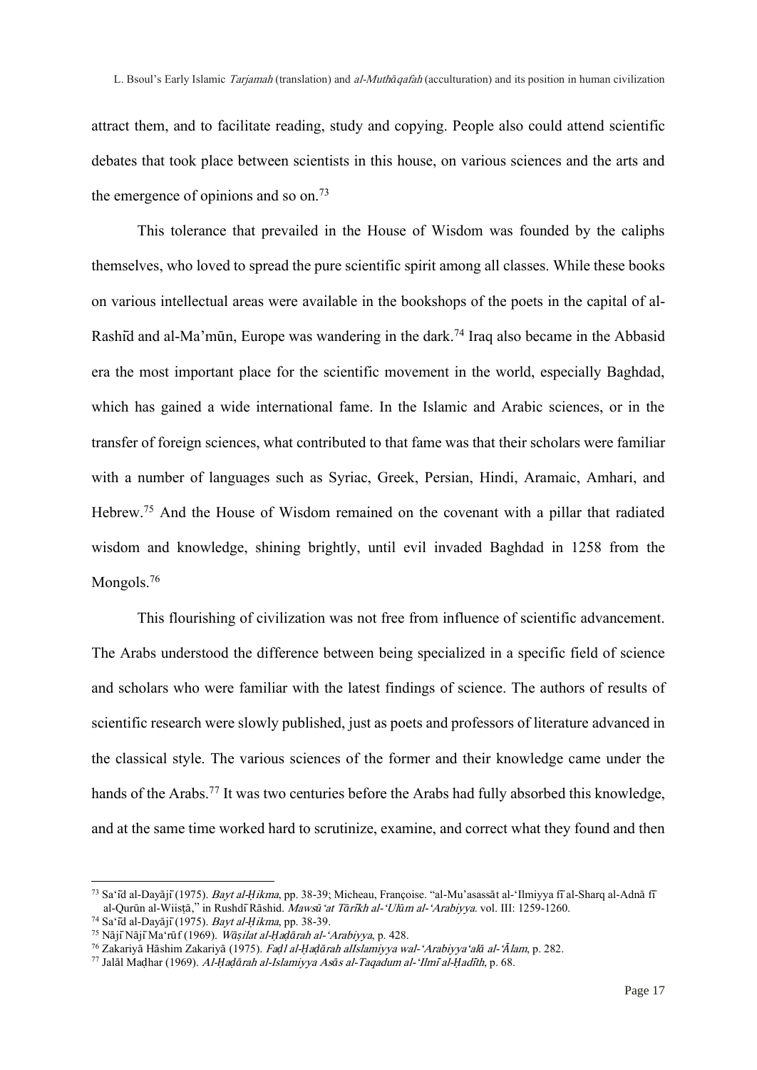attract them, and to facilitate reading, study and copying. People also could attend scientific debates that took place between scientists in this house, on various sciences and the arts and the emergence of opinions and so on.[73]

This tolerance that prevailed in the House of Wisdom was founded by the caliphs themselves, who loved to spread the pure scientific spirit among all classes. While these books on various intellectual areas were available in the bookshops of the poets in the capital of al-Rashīd and al-Ma'mūn, Europe was wandering in the dark.[74] Iraq also became in the Abbasid era the most important place for the scientific movement in the world, especially Baghdad, which has gained a wide international fame. In the Islamic and Arabic sciences, or in the transfer of foreign sciences, what contributed to that fame was that their scholars were familiar with a number of languages such as Syriac, Greek, Persian, Hindi, Aramaic, Amhari, and Hebrew.[75] And the House of Wisdom remained on the covenant with a pillar that radiated wisdom and knowledge, shining brightly, until evil invaded Baghdad in 1258 from the Mongols.[76]

This flourishing of civilization was not free from influence of scientific advancement. The Arabs understood the difference between being specialized in a specific field of science and scholars who were familiar with the latest findings of science. The authors of results of scientific research were slowly published, just as poets and professors of literature advanced in the classical style. The various sciences of the former and their knowledge came under the hands of the Arabs.[77] It was two centuries before the Arabs had fully absorbed this knowledge, and at the same time worked hard to scrutinize, examine, and correct what they found and then

---

[73] Sa'īd al-Dayājī (1975). *Bayt al-Ḥikma*, pp. 38-39; Micheau, Françoise. "al-Mu'asassāt al-'Ilmiyya fī al-Sharq al-Adnā fī al-Qurūn al-Wiisṭā," in Rushdī Rāshid. *Mawsū'at Tārīkh al-'Ulūm al-'Arabiyya*. vol. III: 1259-1260.

[74] Sa'īd al-Dayājī (1975). *Bayt al-Ḥikma*, pp. 38-39.

[75] Nājī Nājī Ma'rūf (1969). *Wāṣilat al-Ḥaḍārah al-'Arabiyya*, p. 428.

[76] Zakariyā Hāshim Zakariyā (1975). *Faḍl al-Ḥaḍārah alIslamiyya wal-'Arabiyya'alā al-'Ālam*, p. 282.

[77] Jalāl Maḍhar (1969). *Al-Ḥaḍārah al-Islamiyya Asās al-Taqadum al-'Ilmī al-Ḥadīth*, p. 68.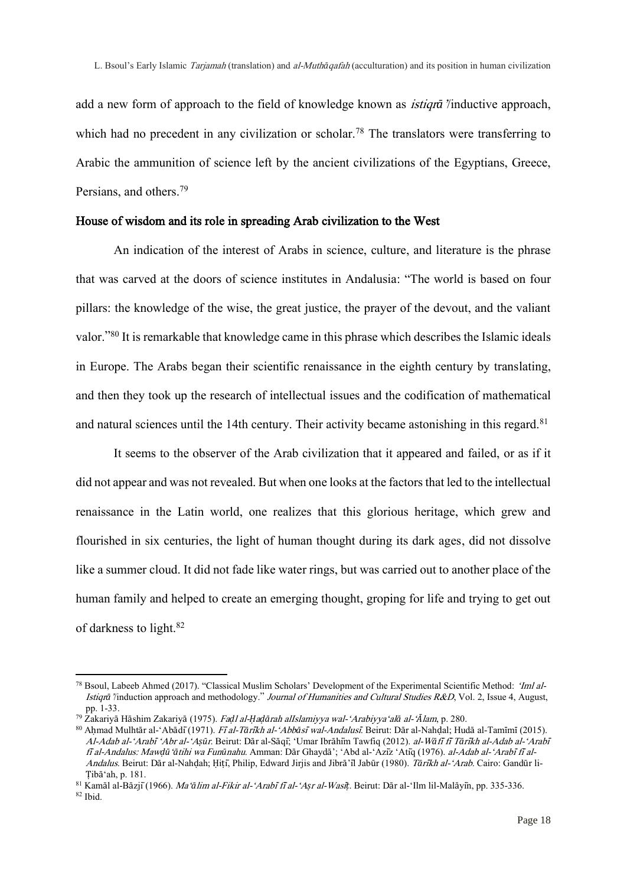add a new form of approach to the field of knowledge known as *istiqrā'*/inductive approach, which had no precedent in any civilization or scholar.[78] The translators were transferring to Arabic the ammunition of science left by the ancient civilizations of the Egyptians, Greece, Persians, and others.[79]

## House of wisdom and its role in spreading Arab civilization to the West

An indication of the interest of Arabs in science, culture, and literature is the phrase that was carved at the doors of science institutes in Andalusia: "The world is based on four pillars: the knowledge of the wise, the great justice, the prayer of the devout, and the valiant valor."[80] It is remarkable that knowledge came in this phrase which describes the Islamic ideals in Europe. The Arabs began their scientific renaissance in the eighth century by translating, and then they took up the research of intellectual issues and the codification of mathematical and natural sciences until the 14th century. Their activity became astonishing in this regard.[81]

It seems to the observer of the Arab civilization that it appeared and failed, or as if it did not appear and was not revealed. But when one looks at the factors that led to the intellectual renaissance in the Latin world, one realizes that this glorious heritage, which grew and flourished in six centuries, the light of human thought during its dark ages, did not dissolve like a summer cloud. It did not fade like water rings, but was carried out to another place of the human family and helped to create an emerging thought, groping for life and trying to get out of darkness to light.[82]

---

[78] Bsoul, Labeeb Ahmed (2017). "Classical Muslim Scholars' Development of the Experimental Scientific Method: *'Iml al-Istiqrā'*/induction approach and methodology." *Journal of Humanities and Cultural Studies R&D*, Vol. 2, Issue 4, August, pp. 1-33.

[79] Zakariyā Hāshim Zakariyā (1975). *Faḍl al-Ḥaḍārah alIslamiyya wal-'Arabiyya'alā al-'Ālam*, p. 280.

[80] Aḥmad Mulhtār al-'Abādī (1971). *Fī al-Tārīkh al-'Abbāsī wal-Andalusī*. Beirut: Dār al-Nahḍal; Hudā al-Tamīmī (2015). *Al-Adab al-'Arabī 'Abr al-'Aṣūr*. Beirut: Dār al-Sāqī; 'Umar Ibrāhīm Tawfiq (2012). *al-Wāfī fī Tārīkh al-Adab al-'Arabī fī al-Andalus: Mawḍū'ātihi wa Funūnahu*. Amman: Dār Ghaydā'; 'Abd al-'Azīz 'Atīq (1976). *al-Adab al-'Arabī fī al-Andalus*. Beirut: Dār al-Nahḍah; Ḥiṭī, Philip, Edward Jirjis and Jibrā'īl Jabūr (1980). *Tārīkh al-'Arab*. Cairo: Gandūr li-Ṭibā'ah, p. 181.

[81] Kamāl al-Bāzjī (1966). *Ma'ālim al-Fikir al-'Arabī fī al-'Aṣr al-Wasīṭ*. Beirut: Dār al-'Ilm lil-Malāyīn, pp. 335-336.

[82] Ibid.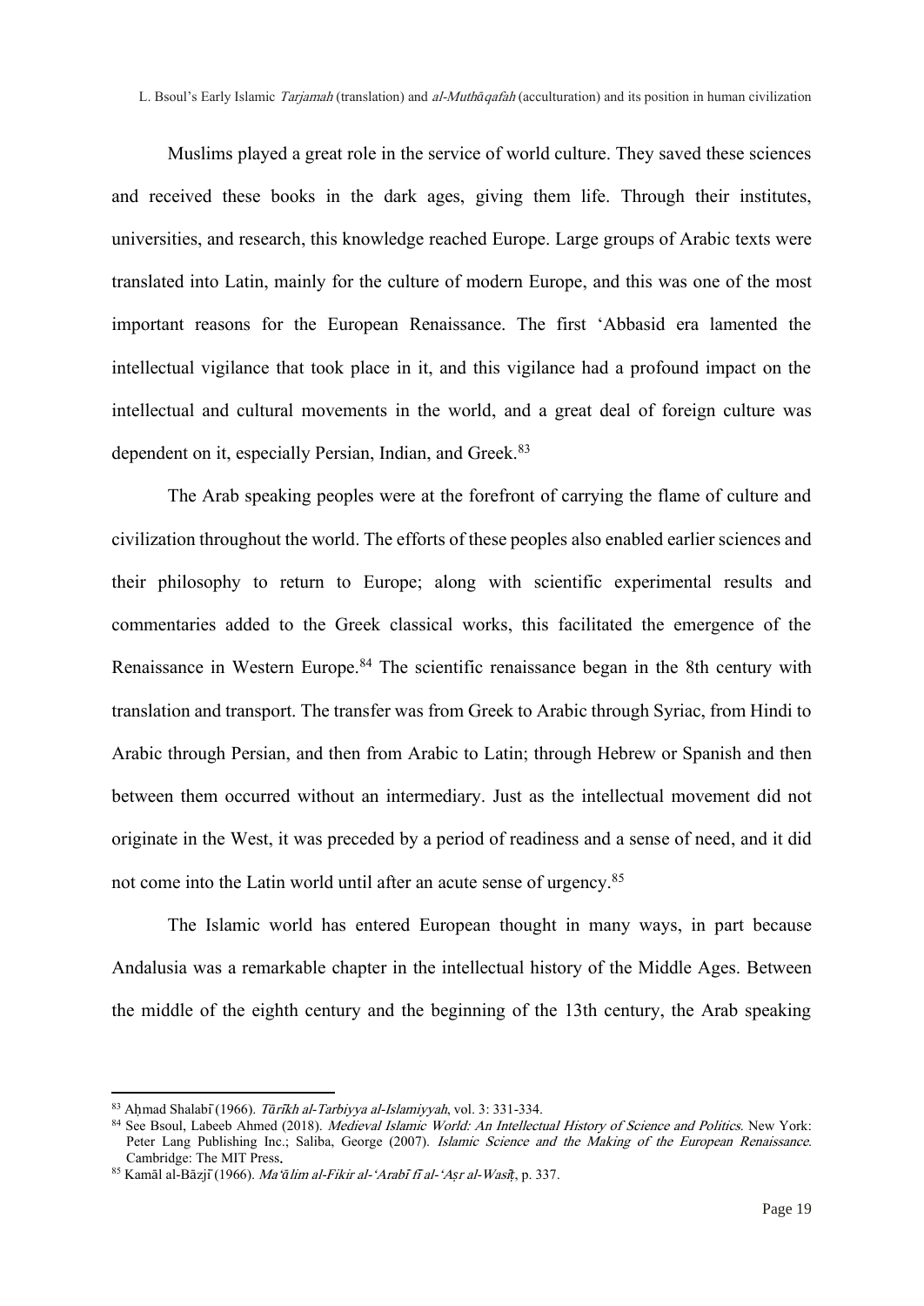Muslims played a great role in the service of world culture. They saved these sciences and received these books in the dark ages, giving them life. Through their institutes, universities, and research, this knowledge reached Europe. Large groups of Arabic texts were translated into Latin, mainly for the culture of modern Europe, and this was one of the most important reasons for the European Renaissance. The first ʿAbbasid era lamented the intellectual vigilance that took place in it, and this vigilance had a profound impact on the intellectual and cultural movements in the world, and a great deal of foreign culture was dependent on it, especially Persian, Indian, and Greek.[83]

The Arab speaking peoples were at the forefront of carrying the flame of culture and civilization throughout the world. The efforts of these peoples also enabled earlier sciences and their philosophy to return to Europe; along with scientific experimental results and commentaries added to the Greek classical works, this facilitated the emergence of the Renaissance in Western Europe.[84] The scientific renaissance began in the 8th century with translation and transport. The transfer was from Greek to Arabic through Syriac, from Hindi to Arabic through Persian, and then from Arabic to Latin; through Hebrew or Spanish and then between them occurred without an intermediary. Just as the intellectual movement did not originate in the West, it was preceded by a period of readiness and a sense of need, and it did not come into the Latin world until after an acute sense of urgency.[85]

The Islamic world has entered European thought in many ways, in part because Andalusia was a remarkable chapter in the intellectual history of the Middle Ages. Between the middle of the eighth century and the beginning of the 13th century, the Arab speaking

---

[83] Aḥmad Shalabī (1966). *Tārīkh al-Tarbiyya al-Islamiyyah*, vol. 3: 331-334.

[84] See Bsoul, Labeeb Ahmed (2018). *Medieval Islamic World: An Intellectual History of Science and Politics*. New York: Peter Lang Publishing Inc.; Saliba, George (2007). *Islamic Science and the Making of the European Renaissance*. Cambridge: The MIT Press.

[85] Kamāl al-Bāzjī (1966). *Maʿālim al-Fikir al-ʿArabī fī al-ʿAṣr al-Wasīṭ*, p. 337.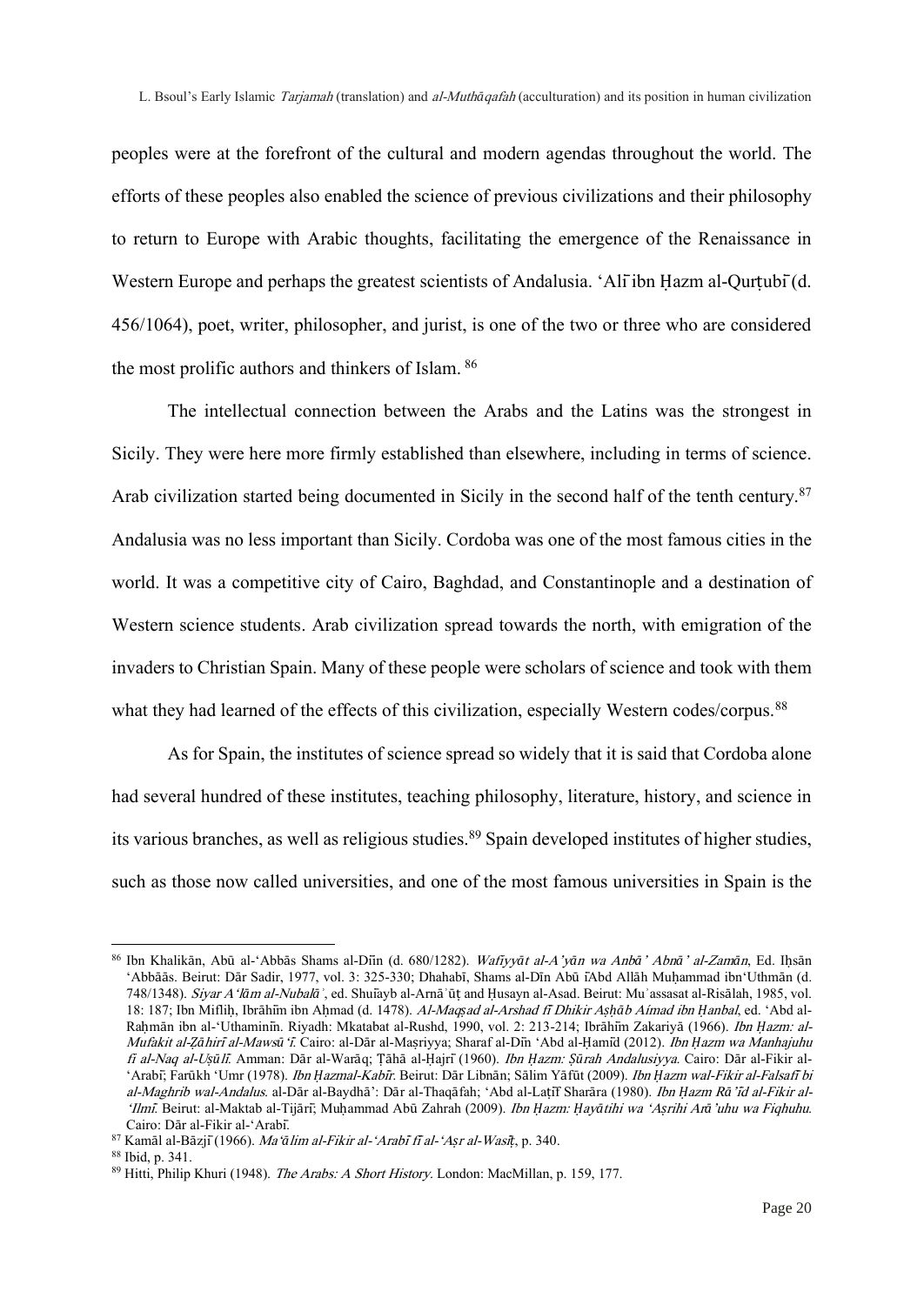peoples were at the forefront of the cultural and modern agendas throughout the world. The efforts of these peoples also enabled the science of previous civilizations and their philosophy to return to Europe with Arabic thoughts, facilitating the emergence of the Renaissance in Western Europe and perhaps the greatest scientists of Andalusia. ʻAlī ibn Ḥazm al-Qurṭubī (d. 456/1064), poet, writer, philosopher, and jurist, is one of the two or three who are considered the most prolific authors and thinkers of Islam. [86]

The intellectual connection between the Arabs and the Latins was the strongest in Sicily. They were here more firmly established than elsewhere, including in terms of science. Arab civilization started being documented in Sicily in the second half of the tenth century.[87] Andalusia was no less important than Sicily. Cordoba was one of the most famous cities in the world. It was a competitive city of Cairo, Baghdad, and Constantinople and a destination of Western science students. Arab civilization spread towards the north, with emigration of the invaders to Christian Spain. Many of these people were scholars of science and took with them what they had learned of the effects of this civilization, especially Western codes/corpus.[88]

As for Spain, the institutes of science spread so widely that it is said that Cordoba alone had several hundred of these institutes, teaching philosophy, literature, history, and science in its various branches, as well as religious studies.[89] Spain developed institutes of higher studies, such as those now called universities, and one of the most famous universities in Spain is the

---

[86] Ibn Khalikān, Abū al-ʻAbbās Shams al-Dīn (d. 680/1282). *Wafiyyāt al-A'yān wa Anbā' Abnā' al-Zamān*, Ed. Iḥsān ʻAbbāās. Beirut: Dār Sadir, 1977, vol. 3: 325-330; Dhahabī, Shams al-Dīn Abū ʻAbd Allāh Muḥammad ibnʻUthmān (d. 748/1348). *Siyar Aʻlām al-Nubalāʾ*, ed. Shuʻayb al-Arnāʾūṭ and Ḥusayn al-Asad. Beirut: Muʾassasat al-Risālah, 1985, vol. 18: 187; Ibn Miflih, Ibrāhīm ibn Aḥmad (d. 1478). *Al-Maqṣad al-Arshad fī Dhikir Aṣḥāb Aímad ibn Ḥanbal*, ed. ʻAbd al-Raḥmān ibn al-ʻUthaminīn. Riyadh: Mkatabat al-Rushd, 1990, vol. 2: 213-214; Ibrāhīm Zakariyā (1966). *Ibn Ḥazm: al-Mufakit al-Ẓāhirī al-Mawsūʻī*. Cairo: al-Dār al-Maṣriyya; Sharaf al-Dīn ʻAbd al-Ḥamīd (2012). *Ibn Ḥazm wa Manhajuhu fī al-Naq al-Uṣūlī*. Amman: Dār al-Warāq; Ṭāhā al-Ḥajrī (1960). *Ibn Ḥazm: Ṣūrah Andalusiyya*. Cairo: Dār al-Fikir al-ʻArabī; Farūkh ʻUmr (1978). *Ibn Ḥazmal-Kabīr*. Beirut: Dār Libnān; Sālim Yāfūt (2009). *Ibn Ḥazm wal-Fikir al-Falsafī bi al-Maghrib wal-Andalus*. al-Dār al-Baydhā': Dār al-Thaqāfah; ʻAbd al-Laṭīf Sharāra (1980). *Ibn Ḥazm Rā'id al-Fikir al-ʻIlmī*. Beirut: al-Maktab al-Tijārī; Muḥammad Abū Zahrah (2009). *Ibn Ḥazm: Ḥayātihi wa ʻAṣrihi Arā'uhu wa Fiqhuhu*. Cairo: Dār al-Fikir al-ʻArabī.

[87] Kamāl al-Bāzjī (1966). *Maʻālim al-Fikir al-ʻArabī fī al-ʻAṣr al-Wasīṭ*, p. 340.

[88] Ibid, p. 341.

[89] Hitti, Philip Khuri (1948). *The Arabs: A Short History*. London: MacMillan, p. 159, 177.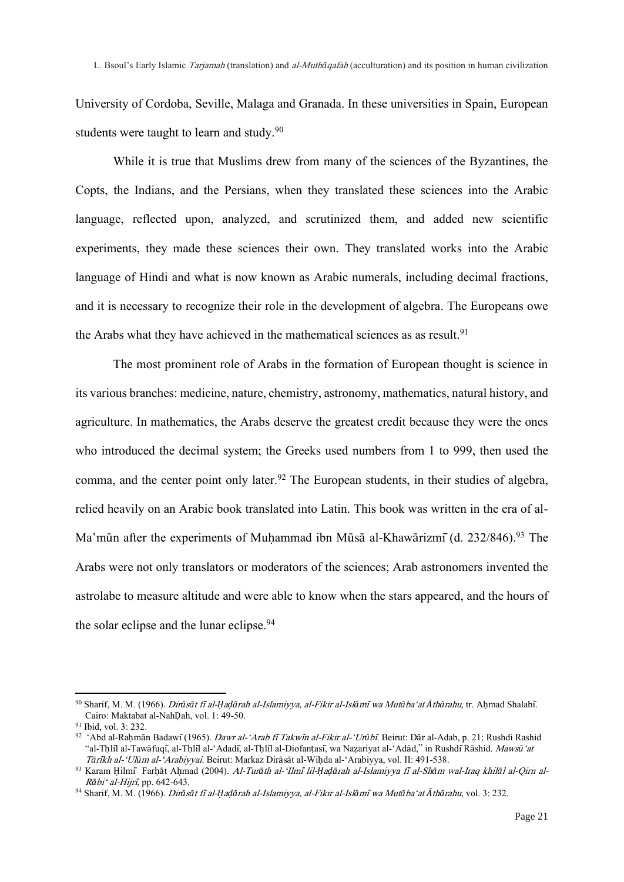University of Cordoba, Seville, Malaga and Granada. In these universities in Spain, European students were taught to learn and study.[90]

While it is true that Muslims drew from many of the sciences of the Byzantines, the Copts, the Indians, and the Persians, when they translated these sciences into the Arabic language, reflected upon, analyzed, and scrutinized them, and added new scientific experiments, they made these sciences their own. They translated works into the Arabic language of Hindi and what is now known as Arabic numerals, including decimal fractions, and it is necessary to recognize their role in the development of algebra. The Europeans owe the Arabs what they have achieved in the mathematical sciences as as result.[91]

The most prominent role of Arabs in the formation of European thought is science in its various branches: medicine, nature, chemistry, astronomy, mathematics, natural history, and agriculture. In mathematics, the Arabs deserve the greatest credit because they were the ones who introduced the decimal system; the Greeks used numbers from 1 to 999, then used the comma, and the center point only later.[92] The European students, in their studies of algebra, relied heavily on an Arabic book translated into Latin. This book was written in the era of al-Ma'mūn after the experiments of Muḥammad ibn Mūsā al-Khawārizmī (d. 232/846).[93] The Arabs were not only translators or moderators of the sciences; Arab astronomers invented the astrolabe to measure altitude and were able to know when the stars appeared, and the hours of the solar eclipse and the lunar eclipse.[94]

---

[90] Sharif, M. M. (1966). *Dirāsāt fī al-Ḥaḍārah al-Islamiyya, al-Fikir al-Islāmī wa Mutāba'at Āthārahu*, tr. Aḥmad Shalabī. Cairo: Maktabat al-NahḌah, vol. 1: 49-50.

[91] Ibid, vol. 3: 232.

[92] 'Abd al-Raḥmān Badawī (1965). *Dawr al-'Arab fī Takwīn al-Fikir al-'Urūbī*. Beirut: Dār al-Adab, p. 21; Rushdi Rashid "al-Tḥlīl al-Tawāfuqī, al-Tḥlīl al-'Adadī, al-Tḥlīl al-Diofanṭasī, wa Naẓariyat al-'Adād," in Rushdī Rāshid. *Mawsū'at Tārīkh al-'Ulūm al-'Arabiyyai*. Beirut: Markaz Dirāsāt al-Wiḥda al-'Arabiyya, vol. II: 491-538.

[93] Karam Ḥilmī Farḥāt Aḥmad (2004). *Al-Turāth al-'Ilmī lil-Ḥaḍārah al-Islamiyya fī al-Shām wal-Iraq khilāl al-Qirn al-Rābi' al-Hijrī*, pp. 642-643.

[94] Sharif, M. M. (1966). *Dirāsāt fī al-Ḥaḍārah al-Islamiyya, al-Fikir al-Islāmī wa Mutāba'at Āthārahu*, vol. 3: 232.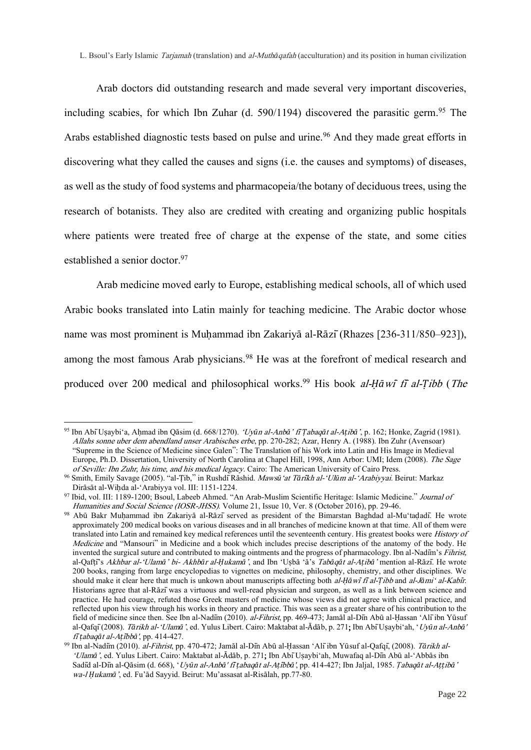Arab doctors did outstanding research and made several very important discoveries, including scabies, for which Ibn Zuhar (d. 590/1194) discovered the parasitic germ.[95] The Arabs established diagnostic tests based on pulse and urine.[96] And they made great efforts in discovering what they called the causes and signs (i.e. the causes and symptoms) of diseases, as well as the study of food systems and pharmacopeia/the botany of deciduous trees, using the research of botanists. They also are credited with creating and organizing public hospitals where patients were treated free of charge at the expense of the state, and some cities established a senior doctor.[97]

Arab medicine moved early to Europe, establishing medical schools, all of which used Arabic books translated into Latin mainly for teaching medicine. The Arabic doctor whose name was most prominent is Muḥammad ibn Zakariyā al-Rāzī (Rhazes [236-311/850–923]), among the most famous Arab physicians.[98] He was at the forefront of medical research and produced over 200 medical and philosophical works.[99] His book *al-Ḥāwī fī al-Ṭibb* (*The*

---

[95] Ibn Abī Uṣaybi'a, Aḥmad ibn Qāsim (d. 668/1270). *'Uyūn al-Anbā' fī Ṭabaqāt al-Aṭibā'*, p. 162; Honke, Zagrid (1981). *Allahs sonne uber dem abendland unser Arabisches erbe*, pp. 270-282; Azar, Henry A. (1988). Ibn Zuhr (Avensoar) "Supreme in the Science of Medicine since Galen": The Translation of his Work into Latin and His Image in Medieval Europe, Ph.D. Dissertation, University of North Carolina at Chapel Hill, 1998, Ann Arbor: UMI; Idem (2008). *The Sage of Seville: Ibn Zuhr, his time, and his medical legacy*. Cairo: The American University of Cairo Press.

[96] Smith, Emily Savage (2005). "al-Ṭib," in Rushdī Rāshid. *Mawsū'at Tārīkh al-'Ulūm al-'Arabiyyai*. Beirut: Markaz Dirāsāt al-Wiḥda al-'Arabiyya vol. III: 1151-1224.

[97] Ibid, vol. III: 1189-1200; Bsoul, Labeeb Ahmed. "An Arab-Muslim Scientific Heritage: Islamic Medicine." *Journal of Humanities and Social Science (IOSR-JHSS)*. Volume 21, Issue 10, Ver. 8 (October 2016), pp. 29-46.

[98] Abū Bakr Muḥammad ibn Zakariyā al-Rāzī served as president of the Bimarstan Baghdad al-Mu'taḍadī. He wrote approximately 200 medical books on various diseases and in all branches of medicine known at that time. All of them were translated into Latin and remained key medical references until the seventeenth century. His greatest books were *History of Medicine* and "Mansouri" in Medicine and a book which includes precise descriptions of the anatomy of the body. He invented the surgical suture and contributed to making ointments and the progress of pharmacology. Ibn al-Nadīm's *Fihrist*, al-Qafṭī's *Akhbar al-'Ulamā' bi- Akhbār al-Ḥukamā'*, and Ibn 'Uṣbā 'ā's *Tabāqāt al-Aṭibā'* mention al-Rāzī. He wrote 200 books, ranging from large encyclopedias to vignettes on medicine, philosophy, chemistry, and other disciplines. We should make it clear here that much is unkown about manuscripts affecting both *al-Ḥāwī fī al-Ṭibb* and *al-Jāmi' al-Kabīr*. Historians agree that al-Rāzī was a virtuous and well-read physician and surgeon, as well as a link between science and practice. He had courage, refuted those Greek masters of medicine whose views did not agree with clinical practice, and reflected upon his view through his works in theory and practice. This was seen as a greater share of his contribution to the field of medicine since then. See Ibn al-Nadīm (2010). *al-Fihrist*, pp. 469-473; Jamāl al-Dīn Abū al-Ḥassan 'Alī ibn Yūsuf al-Qafqī (2008). *Tārikh al-'Ulamā'*, ed. Yulus Libert. Cairo: Maktabat al-Ādāb, p. 271; Ibn Abī Uṣaybi'ah, '*Uyūn al-Anbā' fī ṭabaqāt al-Aṭībbā'*, pp. 414-427.

[99] Ibn al-Nadīm (2010). *al-Fihrist*, pp. 470-472; Jamāl al-Dīn Abū al-Ḥassan 'Alī ibn Yūsuf al-Qafqī, (2008). *Tārikh al-'Ulamā'*, ed. Yulus Libert. Cairo: Maktabat al-Ādāb, p. 271; Ibn Abī Uṣaybi'ah, Muwafaq al-Dīn Abū al-'Abbās ibn Sadīd al-Dīn al-Qāsim (d. 668), '*Uyūn al-Anbā' fī ṭabaqāt al-Aṭībbā'*, pp. 414-427; Ibn Jaljal, 1985. *Ṭabaqāt al-Aṭṭibā' wa-l Ḥukamā'*, ed. Fu'ād Sayyid. Beirut: Mu'assasat al-Risālah, pp.77-80.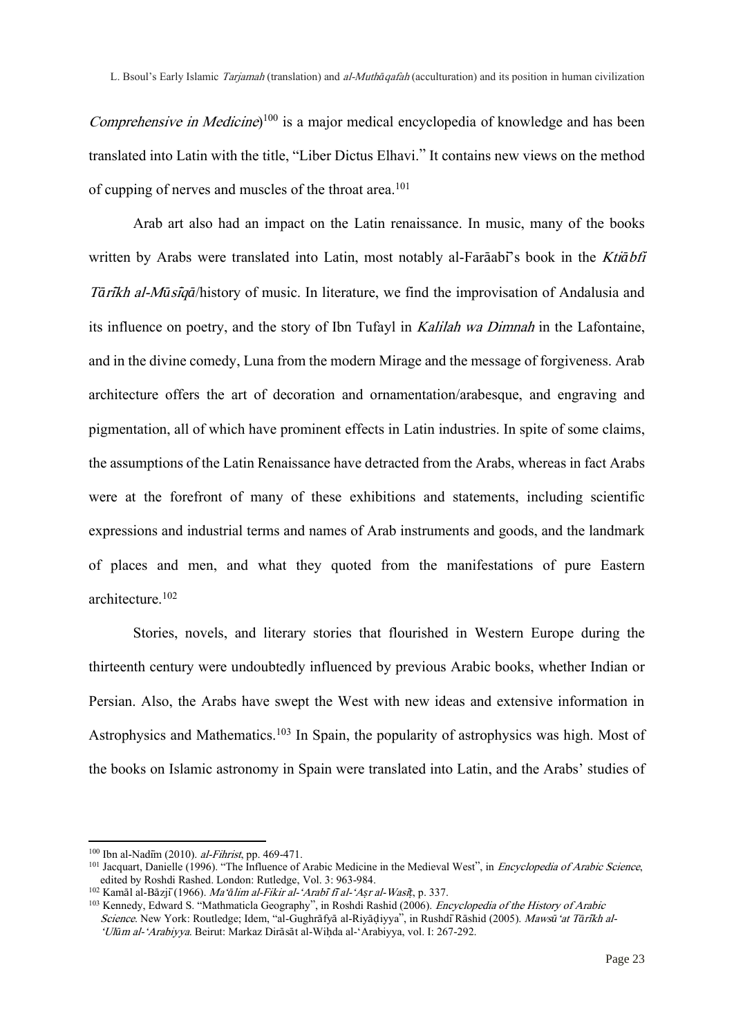*Comprehensive in Medicine*)[100] is a major medical encyclopedia of knowledge and has been translated into Latin with the title, "Liber Dictus Elhavi." It contains new views on the method of cupping of nerves and muscles of the throat area.[101]

Arab art also had an impact on the Latin renaissance. In music, many of the books written by Arabs were translated into Latin, most notably al-Farāabī's book in the *Ktiābfī Tārīkh al-Mūsīqā*/history of music. In literature, we find the improvisation of Andalusia and its influence on poetry, and the story of Ibn Tufayl in *Kalilah wa Dimnah* in the Lafontaine, and in the divine comedy, Luna from the modern Mirage and the message of forgiveness. Arab architecture offers the art of decoration and ornamentation/arabesque, and engraving and pigmentation, all of which have prominent effects in Latin industries. In spite of some claims, the assumptions of the Latin Renaissance have detracted from the Arabs, whereas in fact Arabs were at the forefront of many of these exhibitions and statements, including scientific expressions and industrial terms and names of Arab instruments and goods, and the landmark of places and men, and what they quoted from the manifestations of pure Eastern architecture.[102]

Stories, novels, and literary stories that flourished in Western Europe during the thirteenth century were undoubtedly influenced by previous Arabic books, whether Indian or Persian. Also, the Arabs have swept the West with new ideas and extensive information in Astrophysics and Mathematics.[103] In Spain, the popularity of astrophysics was high. Most of the books on Islamic astronomy in Spain were translated into Latin, and the Arabs' studies of

---

[100] Ibn al-Nadīm (2010). *al-Fihrist*, pp. 469-471.

[101] Jacquart, Danielle (1996). "The Influence of Arabic Medicine in the Medieval West", in *Encyclopedia of Arabic Science*, edited by Roshdi Rashed. London: Rutledge, Vol. 3: 963-984.

[102] Kamāl al-Bāzjī (1966). *Ma'ālim al-Fikir al-'Arabī fī al-'Aṣr al-Wasīṭ*, p. 337.

[103] Kennedy, Edward S. "Mathmaticla Geography", in Roshdi Rashid (2006). *Encyclopedia of the History of Arabic Science*. New York: Routledge; Idem, "al-Gughrāfyā al-Riyāḍiyya", in Rushdī Rāshid (2005). *Mawsū'at Tārīkh al-'Ulūm al-'Arabiyya*. Beirut: Markaz Dirāsāt al-Wiḥda al-'Arabiyya, vol. I: 267-292.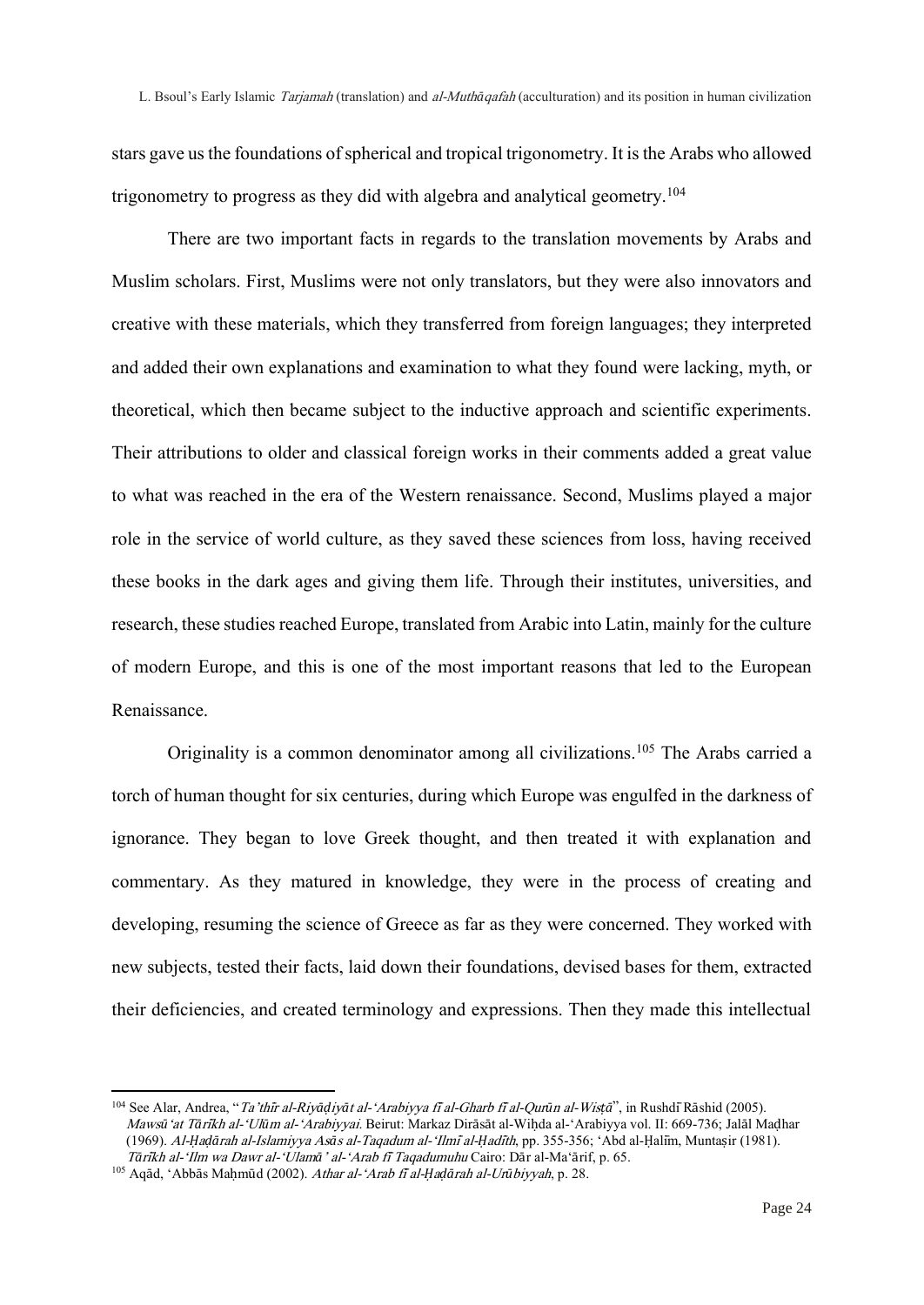stars gave us the foundations of spherical and tropical trigonometry. It is the Arabs who allowed trigonometry to progress as they did with algebra and analytical geometry.[104]

There are two important facts in regards to the translation movements by Arabs and Muslim scholars. First, Muslims were not only translators, but they were also innovators and creative with these materials, which they transferred from foreign languages; they interpreted and added their own explanations and examination to what they found were lacking, myth, or theoretical, which then became subject to the inductive approach and scientific experiments. Their attributions to older and classical foreign works in their comments added a great value to what was reached in the era of the Western renaissance. Second, Muslims played a major role in the service of world culture, as they saved these sciences from loss, having received these books in the dark ages and giving them life. Through their institutes, universities, and research, these studies reached Europe, translated from Arabic into Latin, mainly for the culture of modern Europe, and this is one of the most important reasons that led to the European Renaissance.

Originality is a common denominator among all civilizations.[105] The Arabs carried a torch of human thought for six centuries, during which Europe was engulfed in the darkness of ignorance. They began to love Greek thought, and then treated it with explanation and commentary. As they matured in knowledge, they were in the process of creating and developing, resuming the science of Greece as far as they were concerned. They worked with new subjects, tested their facts, laid down their foundations, devised bases for them, extracted their deficiencies, and created terminology and expressions. Then they made this intellectual

---

[104] See Alar, Andrea, "*Ta'thīr al-Riyāḍiyāt al-'Arabiyya fī al-Gharb fī al-Qurūn al-Wisṭā*", in Rushdī Rāshid (2005). *Mawsū'at Tārīkh al-'Ulūm al-'Arabiyyai.* Beirut: Markaz Dirāsāt al-Wiḥda al-'Arabiyya vol. II: 669-736; Jalāl Maḍhar (1969). *Al-Ḥaḍārah al-Islamiyya Asās al-Taqadum al-'Ilmī al-Ḥadīth*, pp. 355-356; 'Abd al-Ḥalīm, Muntaṣir (1981). *Tārīkh al-'Ilm wa Dawr al-'Ulamā' al-'Arab fī Taqadumuhu* Cairo: Dār al-Ma'ārif, p. 65.

[105] Aqād, 'Abbās Maḥmūd (2002). *Athar al-'Arab fī al-Ḥaḍārah al-Urūbiyyah*, p. 28.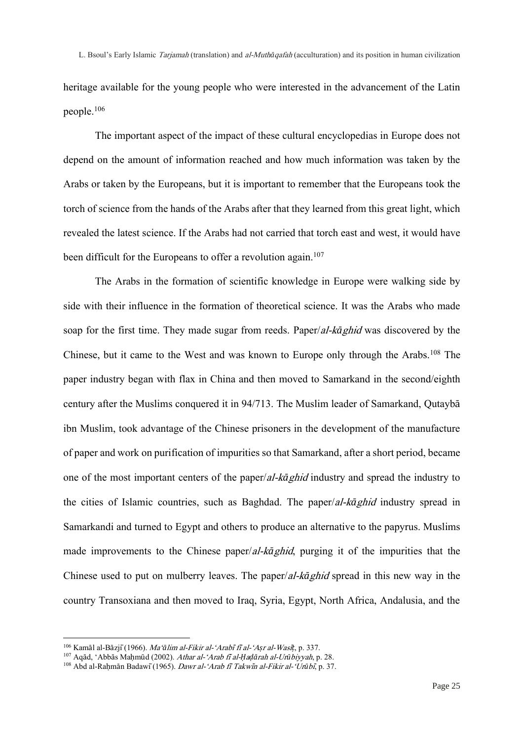heritage available for the young people who were interested in the advancement of the Latin people.[106]

The important aspect of the impact of these cultural encyclopedias in Europe does not depend on the amount of information reached and how much information was taken by the Arabs or taken by the Europeans, but it is important to remember that the Europeans took the torch of science from the hands of the Arabs after that they learned from this great light, which revealed the latest science. If the Arabs had not carried that torch east and west, it would have been difficult for the Europeans to offer a revolution again.[107]

The Arabs in the formation of scientific knowledge in Europe were walking side by side with their influence in the formation of theoretical science. It was the Arabs who made soap for the first time. They made sugar from reeds. Paper/*al-kāghid* was discovered by the Chinese, but it came to the West and was known to Europe only through the Arabs.[108] The paper industry began with flax in China and then moved to Samarkand in the second/eighth century after the Muslims conquered it in 94/713. The Muslim leader of Samarkand, Qutaybā ibn Muslim, took advantage of the Chinese prisoners in the development of the manufacture of paper and work on purification of impurities so that Samarkand, after a short period, became one of the most important centers of the paper/*al-kāghid* industry and spread the industry to the cities of Islamic countries, such as Baghdad. The paper/*al-kāghid* industry spread in Samarkandi and turned to Egypt and others to produce an alternative to the papyrus. Muslims made improvements to the Chinese paper/*al-kāghid*, purging it of the impurities that the Chinese used to put on mulberry leaves. The paper/*al-kāghid* spread in this new way in the country Transoxiana and then moved to Iraq, Syria, Egypt, North Africa, Andalusia, and the

---

[106] Kamāl al-Bāzjī (1966). *Ma'ālim al-Fikir al-'Arabī fī al-'Aṣr al-Wasīṭ*, p. 337.
[107] Aqād, 'Abbās Maḥmūd (2002). *Athar al-'Arab fī al-Ḥaḍārah al-Urūbiyyah*, p. 28.
[108] Abd al-Raḥmān Badawī (1965). *Dawr al-'Arab fī Takwīn al-Fikir al-'Urūbī*, p. 37.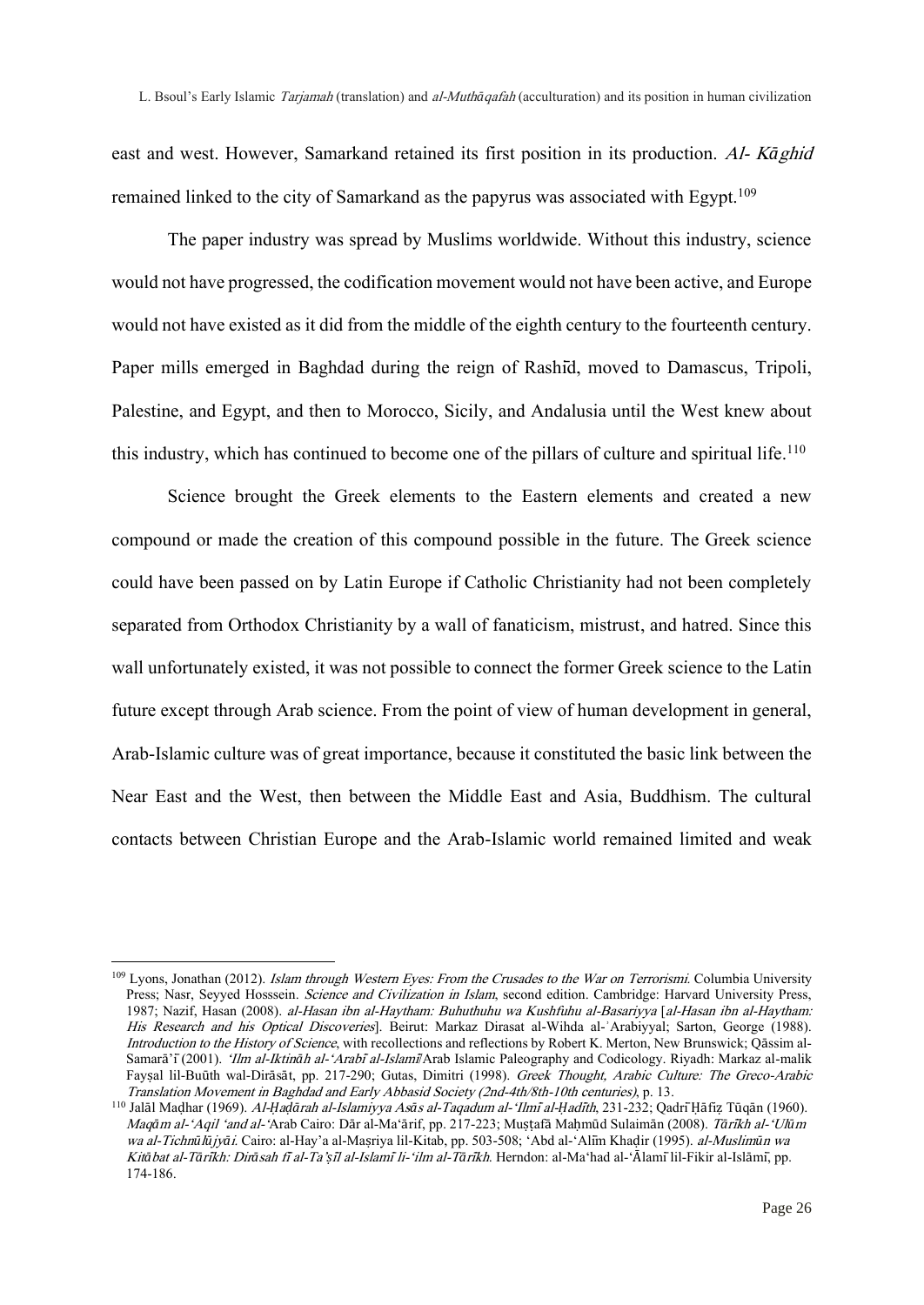east and west. However, Samarkand retained its first position in its production. *Al- Kāghid* remained linked to the city of Samarkand as the papyrus was associated with Egypt.[109]

The paper industry was spread by Muslims worldwide. Without this industry, science would not have progressed, the codification movement would not have been active, and Europe would not have existed as it did from the middle of the eighth century to the fourteenth century. Paper mills emerged in Baghdad during the reign of Rashīd, moved to Damascus, Tripoli, Palestine, and Egypt, and then to Morocco, Sicily, and Andalusia until the West knew about this industry, which has continued to become one of the pillars of culture and spiritual life.[110]

Science brought the Greek elements to the Eastern elements and created a new compound or made the creation of this compound possible in the future. The Greek science could have been passed on by Latin Europe if Catholic Christianity had not been completely separated from Orthodox Christianity by a wall of fanaticism, mistrust, and hatred. Since this wall unfortunately existed, it was not possible to connect the former Greek science to the Latin future except through Arab science. From the point of view of human development in general, Arab-Islamic culture was of great importance, because it constituted the basic link between the Near East and the West, then between the Middle East and Asia, Buddhism. The cultural contacts between Christian Europe and the Arab-Islamic world remained limited and weak

---

[109] Lyons, Jonathan (2012). *Islam through Western Eyes: From the Crusades to the War on Terrorismi.* Columbia University Press; Nasr, Seyyed Hosssein. *Science and Civilization in Islam*, second edition. Cambridge: Harvard University Press, 1987; Nazif, Hasan (2008). *al-Hasan ibn al-Haytham: Buhuthuhu wa Kushfuhu al-Basariyya* [*al-Hasan ibn al-Haytham: His Research and his Optical Discoveries*]. Beirut: Markaz Dirasat al-Wihda al-ʿArabiyyal; Sarton, George (1988). *Introduction to the History of Science*, with recollections and reflections by Robert K. Merton, New Brunswick; Qāssim al-Samarā'ī (2001). *'Ilm al-Iktināh al-'Arabī al-Islamī* Arab Islamic Paleography and Codicology. Riyadh: Markaz al-malik Fayṣal lil-Buūth wal-Dirāsāt, pp. 217-290; Gutas, Dimitri (1998). *Greek Thought, Arabic Culture: The Greco-Arabic Translation Movement in Baghdad and Early Abbasid Society (2nd-4th/8th-10th centuries)*, p. 13.

[110] Jalāl Maḍhar (1969). *Al-Ḥaḍārah al-Islamiyya Asās al-Taqadum al-'Ilmī al-Ḥadīth*, 231-232; Qadrī Ḥāfiẓ Tūqān (1960). *Maqām al-'Aqil 'and al-'*Arab Cairo: Dār al-Ma'ārif, pp. 217-223; Muṣṭafā Maḥmūd Sulaimān (2008). *Tārīkh al-'Ulūm wa al-Tichnūlūjyā.* Cairo: al-Hay'a al-Maṣriya lil-Kitab, pp. 503-508; 'Abd al-'Alīm Khaḍir (1995). *al-Muslimūn wa Kitābat al-Tārīkh: Dirāsah fī al-Ta'ṣīl al-Islamī li-'ilm al-Tārīkh.* Herndon: al-Ma'had al-'Ālamī lil-Fikir al-Islāmī, pp. 174-186.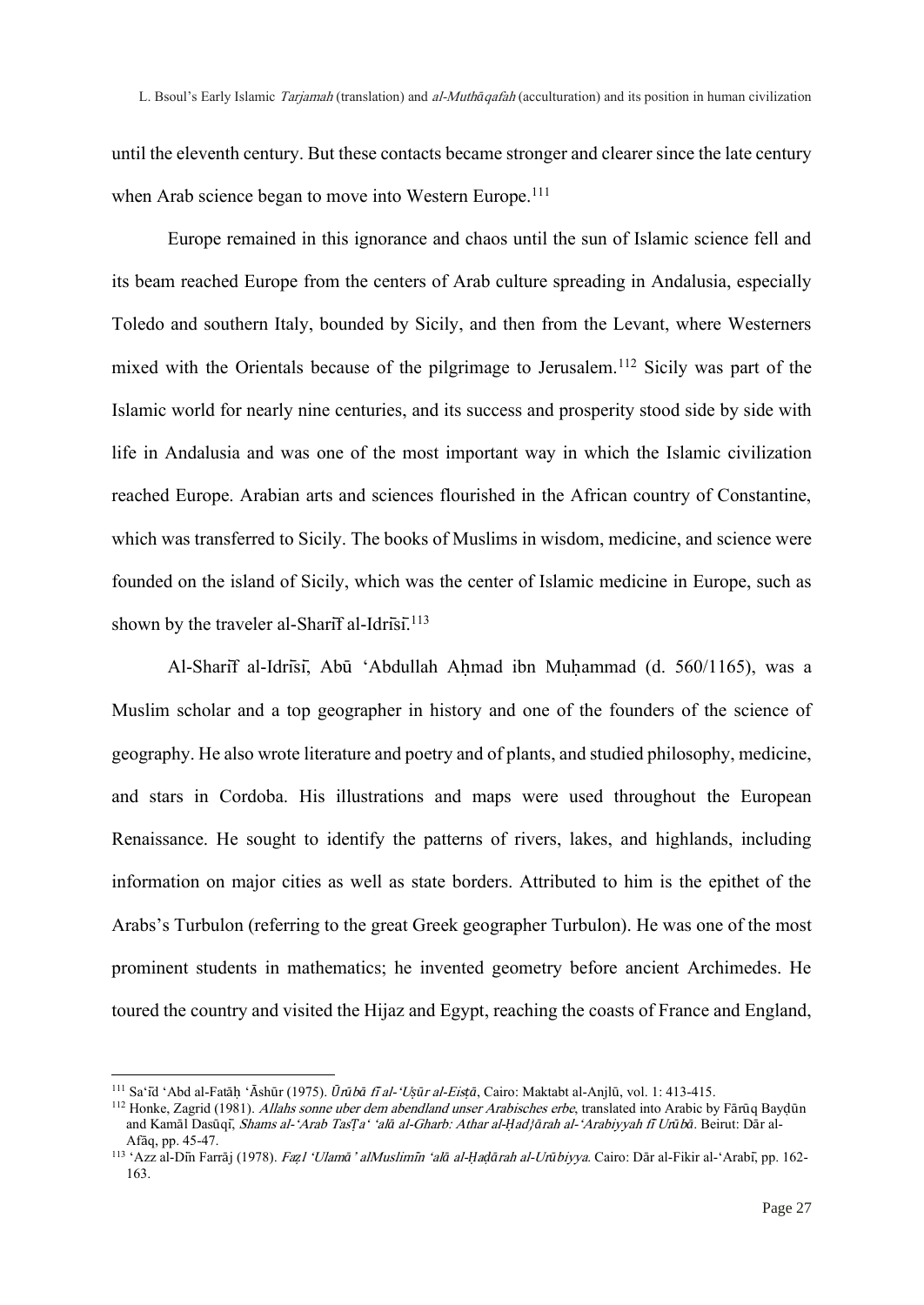until the eleventh century. But these contacts became stronger and clearer since the late century when Arab science began to move into Western Europe.[111]

Europe remained in this ignorance and chaos until the sun of Islamic science fell and its beam reached Europe from the centers of Arab culture spreading in Andalusia, especially Toledo and southern Italy, bounded by Sicily, and then from the Levant, where Westerners mixed with the Orientals because of the pilgrimage to Jerusalem.[112] Sicily was part of the Islamic world for nearly nine centuries, and its success and prosperity stood side by side with life in Andalusia and was one of the most important way in which the Islamic civilization reached Europe. Arabian arts and sciences flourished in the African country of Constantine, which was transferred to Sicily. The books of Muslims in wisdom, medicine, and science were founded on the island of Sicily, which was the center of Islamic medicine in Europe, such as shown by the traveler al-Sharīf al-Idrīsī.[113]

Al-Sharīf al-Idrīsī, Abū ʻAbdullah Aḥmad ibn Muḥammad (d. 560/1165), was a Muslim scholar and a top geographer in history and one of the founders of the science of geography. He also wrote literature and poetry and of plants, and studied philosophy, medicine, and stars in Cordoba. His illustrations and maps were used throughout the European Renaissance. He sought to identify the patterns of rivers, lakes, and highlands, including information on major cities as well as state borders. Attributed to him is the epithet of the Arabs's Turbulon (referring to the great Greek geographer Turbulon). He was one of the most prominent students in mathematics; he invented geometry before ancient Archimedes. He toured the country and visited the Hijaz and Egypt, reaching the coasts of France and England,

---

[111] Saʻīd ʻAbd al-Fatāḥ ʻĀshūr (1975). *Ūrūbā fī al-ʻUṣūr al-Eisṭā*, Cairo: Maktabt al-Anjlū, vol. 1: 413-415.

[112] Honke, Zagrid (1981). *Allahs sonne uber dem abendland unser Arabisches erbe*, translated into Arabic by Fārūq Bayḍūn and Kamāl Dasūqī, *Shams al-ʻArab TasṬaʻ ʻalā al-Gharb: Athar al-Ḥad¦ārah al-ʻArabiyyah fī Urūbā*. Beirut: Dār al-Afāq, pp. 45-47.

[113] ʻAzz al-Dīn Farrāj (1978). *FaẓI ʻUlamāʼ alMuslimīn ʻalā al-Ḥaḍārah al-Urūbiyya*. Cairo: Dār al-Fikir al-ʻArabī, pp. 162-163.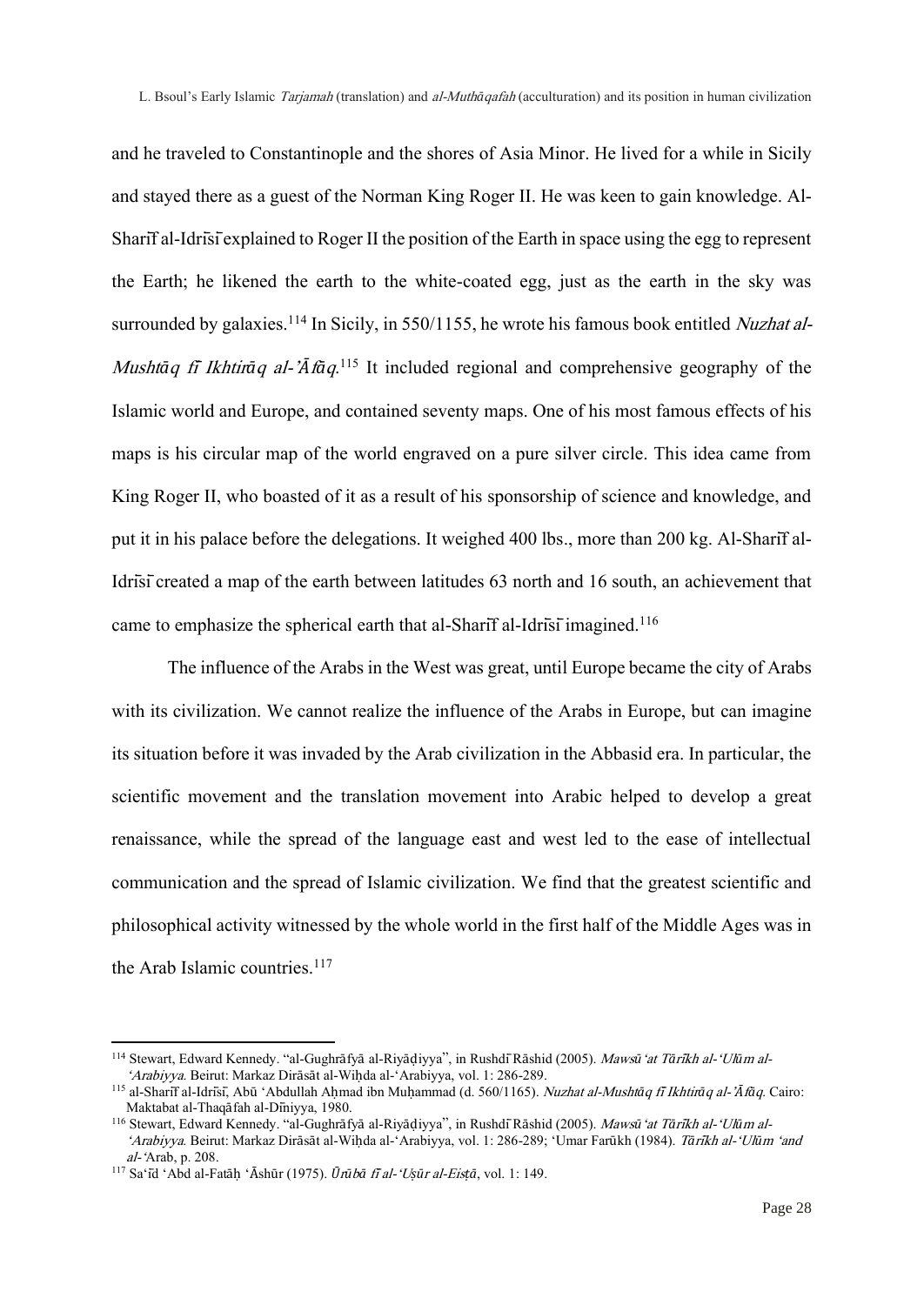and he traveled to Constantinople and the shores of Asia Minor. He lived for a while in Sicily and stayed there as a guest of the Norman King Roger II. He was keen to gain knowledge. Al-Sharīf al-Idrīsī explained to Roger II the position of the Earth in space using the egg to represent the Earth; he likened the earth to the white-coated egg, just as the earth in the sky was surrounded by galaxies.[114] In Sicily, in 550/1155, he wrote his famous book entitled *Nuzhat al-Mushtāq fī Ikhtirāq al-'Āfāq*.[115] It included regional and comprehensive geography of the Islamic world and Europe, and contained seventy maps. One of his most famous effects of his maps is his circular map of the world engraved on a pure silver circle. This idea came from King Roger II, who boasted of it as a result of his sponsorship of science and knowledge, and put it in his palace before the delegations. It weighed 400 lbs., more than 200 kg. Al-Sharīf al-Idrīsī created a map of the earth between latitudes 63 north and 16 south, an achievement that came to emphasize the spherical earth that al-Sharīf al-Idrīsī imagined.[116]

The influence of the Arabs in the West was great, until Europe became the city of Arabs with its civilization. We cannot realize the influence of the Arabs in Europe, but can imagine its situation before it was invaded by the Arab civilization in the Abbasid era. In particular, the scientific movement and the translation movement into Arabic helped to develop a great renaissance, while the spread of the language east and west led to the ease of intellectual communication and the spread of Islamic civilization. We find that the greatest scientific and philosophical activity witnessed by the whole world in the first half of the Middle Ages was in the Arab Islamic countries.[117]

---

[114] Stewart, Edward Kennedy. "al-Gughrāfyā al-Riyāḍiyya", in Rushdī Rāshid (2005). *Mawsū'at Tārīkh al-'Ulūm al-'Arabiyya*. Beirut: Markaz Dirāsāt al-Wiḥda al-'Arabiyya, vol. 1: 286-289.

[115] al-Sharīf al-Idrīsī, Abū 'Abdullah Aḥmad ibn Muḥammad (d. 560/1165). *Nuzhat al-Mushtāq fī Ikhtirāq al-'Āfāq*. Cairo: Maktabat al-Thaqāfah al-Dīniyya, 1980.

[116] Stewart, Edward Kennedy. "al-Gughrāfyā al-Riyāḍiyya", in Rushdī Rāshid (2005). *Mawsū'at Tārīkh al-'Ulūm al-'Arabiyya*. Beirut: Markaz Dirāsāt al-Wiḥda al-'Arabiyya, vol. 1: 286-289; 'Umar Farūkh (1984). *Tārīkh al-'Ulūm 'and al-'Arab*, p. 208.

[117] Sa'īd 'Abd al-Fatāḥ 'Āshūr (1975). *Ūrūbā fī al-'Uṣūr al-Eisṭā*, vol. 1: 149.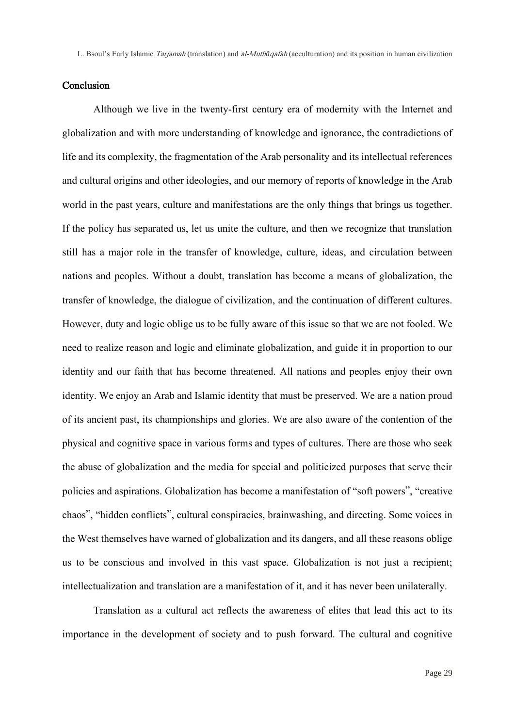## Conclusion

Although we live in the twenty-first century era of modernity with the Internet and globalization and with more understanding of knowledge and ignorance, the contradictions of life and its complexity, the fragmentation of the Arab personality and its intellectual references and cultural origins and other ideologies, and our memory of reports of knowledge in the Arab world in the past years, culture and manifestations are the only things that brings us together. If the policy has separated us, let us unite the culture, and then we recognize that translation still has a major role in the transfer of knowledge, culture, ideas, and circulation between nations and peoples. Without a doubt, translation has become a means of globalization, the transfer of knowledge, the dialogue of civilization, and the continuation of different cultures. However, duty and logic oblige us to be fully aware of this issue so that we are not fooled. We need to realize reason and logic and eliminate globalization, and guide it in proportion to our identity and our faith that has become threatened. All nations and peoples enjoy their own identity. We enjoy an Arab and Islamic identity that must be preserved. We are a nation proud of its ancient past, its championships and glories. We are also aware of the contention of the physical and cognitive space in various forms and types of cultures. There are those who seek the abuse of globalization and the media for special and politicized purposes that serve their policies and aspirations. Globalization has become a manifestation of "soft powers", "creative chaos", "hidden conflicts", cultural conspiracies, brainwashing, and directing. Some voices in the West themselves have warned of globalization and its dangers, and all these reasons oblige us to be conscious and involved in this vast space. Globalization is not just a recipient; intellectualization and translation are a manifestation of it, and it has never been unilaterally.

Translation as a cultural act reflects the awareness of elites that lead this act to its importance in the development of society and to push forward. The cultural and cognitive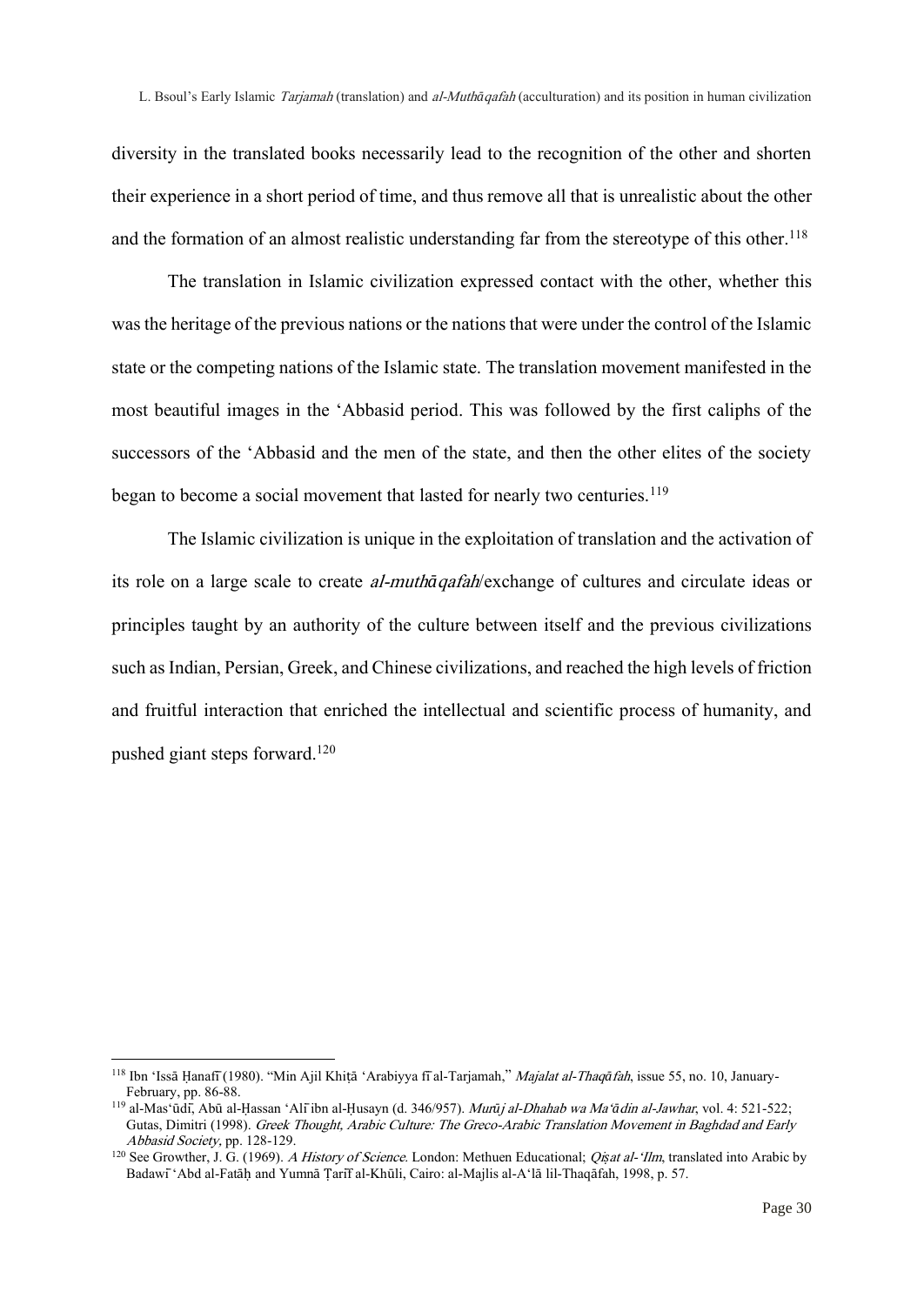diversity in the translated books necessarily lead to the recognition of the other and shorten their experience in a short period of time, and thus remove all that is unrealistic about the other and the formation of an almost realistic understanding far from the stereotype of this other.[118]

The translation in Islamic civilization expressed contact with the other, whether this was the heritage of the previous nations or the nations that were under the control of the Islamic state or the competing nations of the Islamic state. The translation movement manifested in the most beautiful images in the ʻAbbasid period. This was followed by the first caliphs of the successors of the ʻAbbasid and the men of the state, and then the other elites of the society began to become a social movement that lasted for nearly two centuries.[119]

The Islamic civilization is unique in the exploitation of translation and the activation of its role on a large scale to create *al-muthāqafah*/exchange of cultures and circulate ideas or principles taught by an authority of the culture between itself and the previous civilizations such as Indian, Persian, Greek, and Chinese civilizations, and reached the high levels of friction and fruitful interaction that enriched the intellectual and scientific process of humanity, and pushed giant steps forward.[120]

---

[118] Ibn ʻIssā Ḥanafī (1980). "Min Ajil Khiṭā ʻArabiyya fī al-Tarjamah," *Majalat al-Thaqāfah*, issue 55, no. 10, January-February, pp. 86-88.

[119] al-Masʻūdī, Abū al-Ḥassan ʻAlī ibn al-Ḥusayn (d. 346/957). *Murūj al-Dhahab wa Maʻādin al-Jawhar*, vol. 4: 521-522; Gutas, Dimitri (1998). *Greek Thought, Arabic Culture: The Greco-Arabic Translation Movement in Baghdad and Early Abbasid Society*, pp. 128-129.

[120] See Growther, J. G. (1969). *A History of Science*. London: Methuen Educational; *Qiṣat al-ʻIlm*, translated into Arabic by Badawī ʻAbd al-Fatāḥ and Yumnā Ṭarīf al-Khūli, Cairo: al-Majlis al-Aʻlā lil-Thaqāfah, 1998, p. 57.